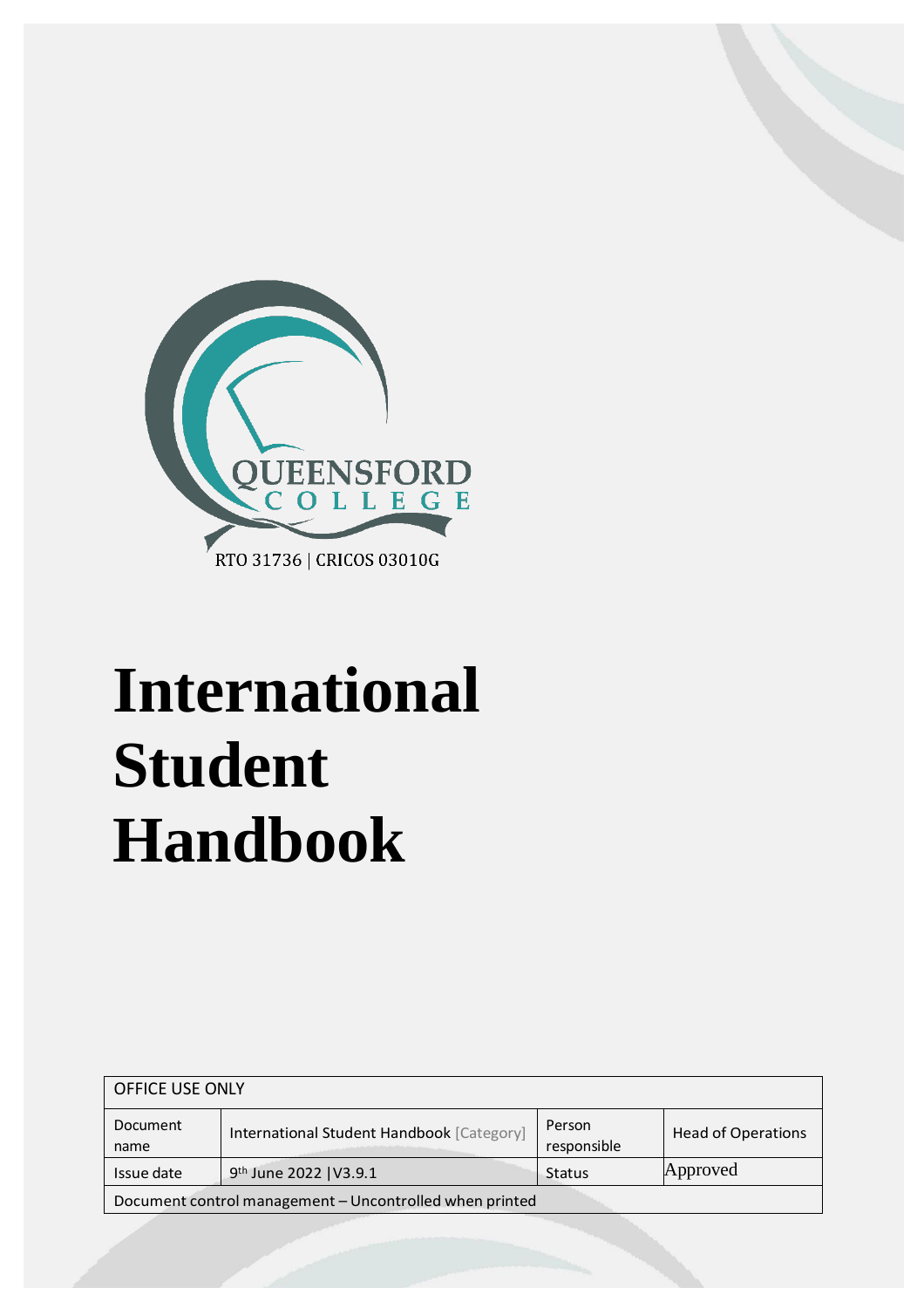QUEENSFORD COLLEGE

RTO 31736 | CRICOS 03010G

# International Student Handbook

| OFFICE USE ONLY | | | |
|---|---|---|---|
| Document name | International Student Handbook [Category] | Person responsible | Head of Operations |
| Issue date | 9th June 2022 \|V3.9.1 | Status | Approved |
| Document control management – Uncontrolled when printed | | | |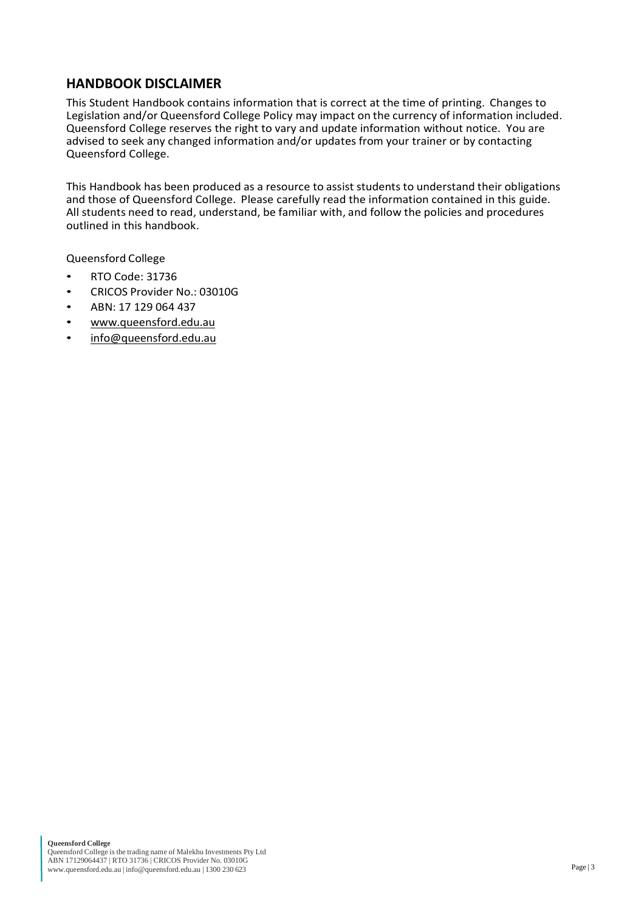## HANDBOOK DISCLAIMER

This Student Handbook contains information that is correct at the time of printing. Changes to Legislation and/or Queensford College Policy may impact on the currency of information included. Queensford College reserves the right to vary and update information without notice. You are advised to seek any changed information and/or updates from your trainer or by contacting Queensford College.

This Handbook has been produced as a resource to assist students to understand their obligations and those of Queensford College. Please carefully read the information contained in this guide. All students need to read, understand, be familiar with, and follow the policies and procedures outlined in this handbook.

Queensford College

- RTO Code: 31736
- CRICOS Provider No.: 03010G
- ABN: 17 129 064 437
- www.queensford.edu.au
- info@queensford.edu.au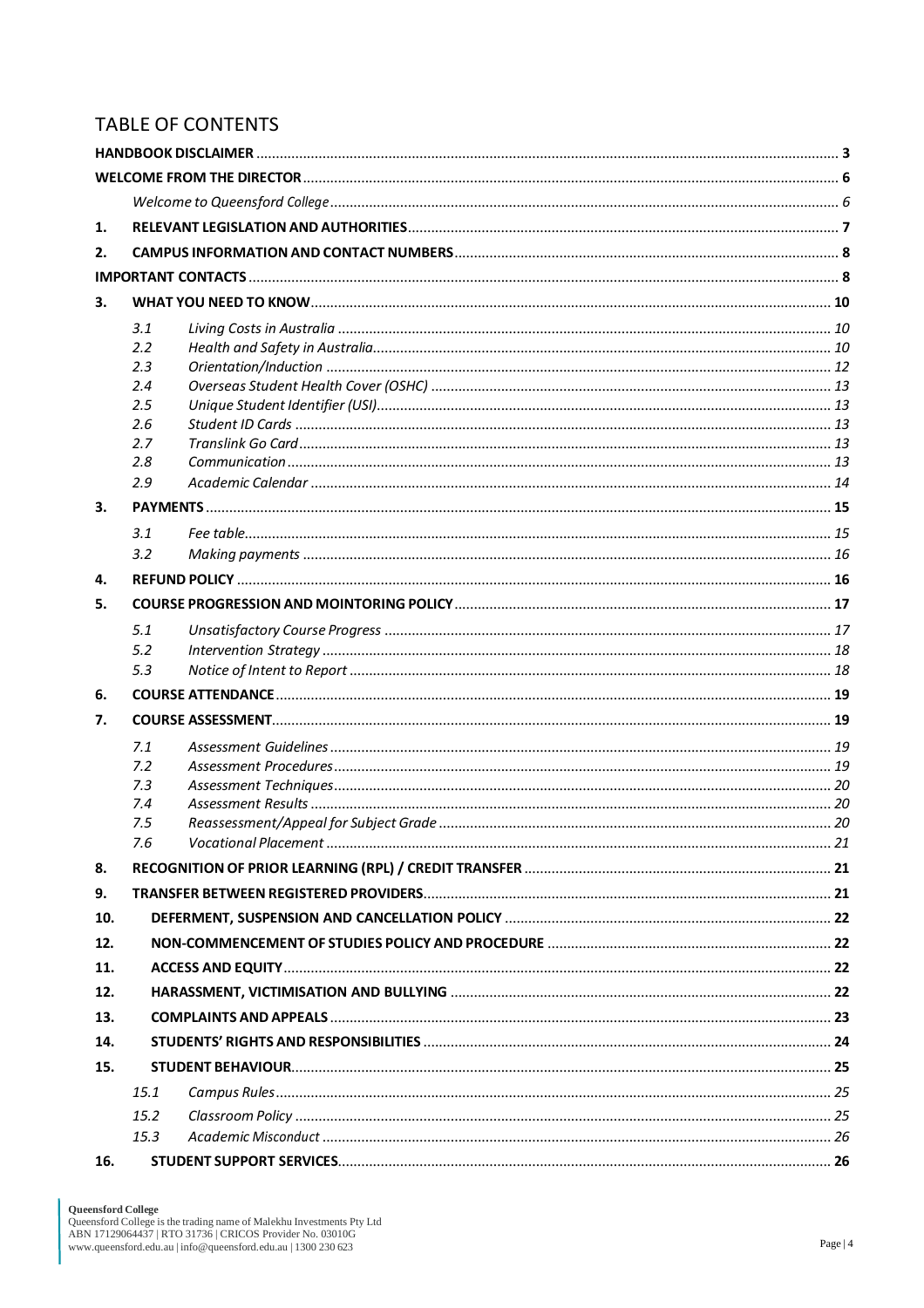# TABLE OF CONTENTS

| | | | |
|---|---|---|---|
| **HANDBOOK DISCLAIMER** | | | **3** |
| **WELCOME FROM THE DIRECTOR** | | | **6** |
| | *Welcome to Queensford College* | | *6* |
| **1.** | **RELEVANT LEGISLATION AND AUTHORITIES** | | **7** |
| **2.** | **CAMPUS INFORMATION AND CONTACT NUMBERS** | | **8** |
| **IMPORTANT CONTACTS** | | | **8** |
| **3.** | **WHAT YOU NEED TO KNOW** | | **10** |
| | *3.1* | *Living Costs in Australia* | *10* |
| | *2.2* | *Health and Safety in Australia* | *10* |
| | *2.3* | *Orientation/Induction* | *12* |
| | *2.4* | *Overseas Student Health Cover (OSHC)* | *13* |
| | *2.5* | *Unique Student Identifier (USI)* | *13* |
| | *2.6* | *Student ID Cards* | *13* |
| | *2.7* | *Translink Go Card* | *13* |
| | *2.8* | *Communication* | *13* |
| | *2.9* | *Academic Calendar* | *14* |
| **3.** | **PAYMENTS** | | **15** |
| | *3.1* | *Fee table* | *15* |
| | *3.2* | *Making payments* | *16* |
| **4.** | **REFUND POLICY** | | **16** |
| **5.** | **COURSE PROGRESSION AND MOINTORING POLICY** | | **17** |
| | *5.1* | *Unsatisfactory Course Progress* | *17* |
| | *5.2* | *Intervention Strategy* | *18* |
| | *5.3* | *Notice of Intent to Report* | *18* |
| **6.** | **COURSE ATTENDANCE** | | **19** |
| **7.** | **COURSE ASSESSMENT** | | **19** |
| | *7.1* | *Assessment Guidelines* | *19* |
| | *7.2* | *Assessment Procedures* | *19* |
| | *7.3* | *Assessment Techniques* | *20* |
| | *7.4* | *Assessment Results* | *20* |
| | *7.5* | *Reassessment/Appeal for Subject Grade* | *20* |
| | *7.6* | *Vocational Placement* | *21* |
| **8.** | **RECOGNITION OF PRIOR LEARNING (RPL) / CREDIT TRANSFER** | | **21** |
| **9.** | **TRANSFER BETWEEN REGISTERED PROVIDERS** | | **21** |
| **10.** | **DEFERMENT, SUSPENSION AND CANCELLATION POLICY** | | **22** |
| **12.** | **NON-COMMENCEMENT OF STUDIES POLICY AND PROCEDURE** | | **22** |
| **11.** | **ACCESS AND EQUITY** | | **22** |
| **12.** | **HARASSMENT, VICTIMISATION AND BULLYING** | | **22** |
| **13.** | **COMPLAINTS AND APPEALS** | | **23** |
| **14.** | **STUDENTS' RIGHTS AND RESPONSIBILITIES** | | **24** |
| **15.** | **STUDENT BEHAVIOUR** | | **25** |
| | *15.1* | *Campus Rules* | *25* |
| | *15.2* | *Classroom Policy* | *25* |
| | *15.3* | *Academic Misconduct* | *26* |
| **16.** | **STUDENT SUPPORT SERVICES** | | **26** |

**Queensford College**
Queensford College is the trading name of Malekhu Investments Pty Ltd
ABN 17129064437 | RTO 31736 | CRICOS Provider No. 03010G
www.queensford.edu.au | info@queensford.edu.au | 1300 230 623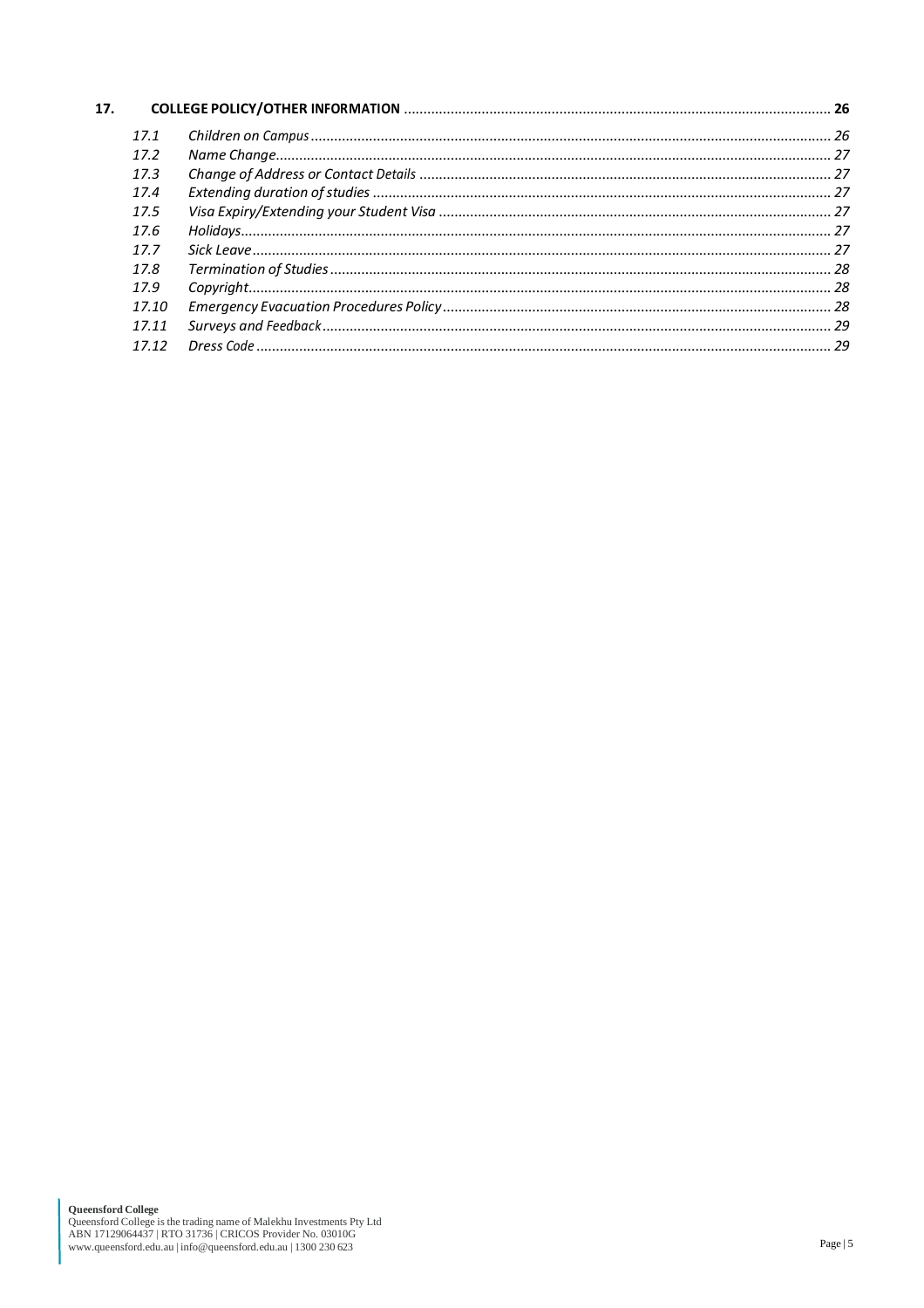| | | |
|---|---|---|
| **17.** | **COLLEGE POLICY/OTHER INFORMATION** | **26** |
| *17.1* | *Children on Campus* | *26* |
| *17.2* | *Name Change* | *27* |
| *17.3* | *Change of Address or Contact Details* | *27* |
| *17.4* | *Extending duration of studies* | *27* |
| *17.5* | *Visa Expiry/Extending your Student Visa* | *27* |
| *17.6* | *Holidays* | *27* |
| *17.7* | *Sick Leave* | *27* |
| *17.8* | *Termination of Studies* | *28* |
| *17.9* | *Copyright* | *28* |
| *17.10* | *Emergency Evacuation Procedures Policy* | *28* |
| *17.11* | *Surveys and Feedback* | *29* |
| *17.12* | *Dress Code* | *29* |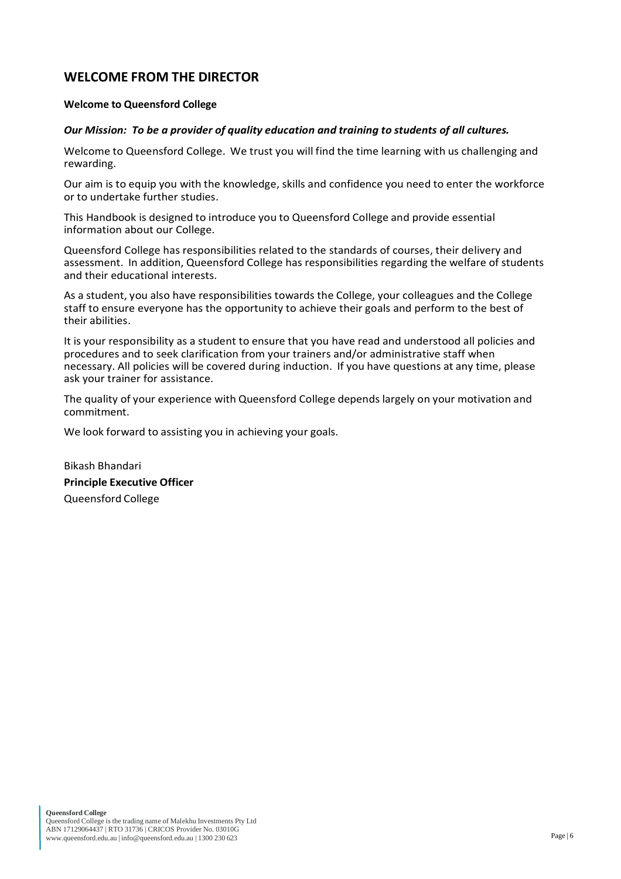## WELCOME FROM THE DIRECTOR

**Welcome to Queensford College**

***Our Mission: To be a provider of quality education and training to students of all cultures.***

Welcome to Queensford College. We trust you will find the time learning with us challenging and rewarding.

Our aim is to equip you with the knowledge, skills and confidence you need to enter the workforce or to undertake further studies.

This Handbook is designed to introduce you to Queensford College and provide essential information about our College.

Queensford College has responsibilities related to the standards of courses, their delivery and assessment. In addition, Queensford College has responsibilities regarding the welfare of students and their educational interests.

As a student, you also have responsibilities towards the College, your colleagues and the College staff to ensure everyone has the opportunity to achieve their goals and perform to the best of their abilities.

It is your responsibility as a student to ensure that you have read and understood all policies and procedures and to seek clarification from your trainers and/or administrative staff when necessary. All policies will be covered during induction. If you have questions at any time, please ask your trainer for assistance.

The quality of your experience with Queensford College depends largely on your motivation and commitment.

We look forward to assisting you in achieving your goals.

Bikash Bhandari

**Principle Executive Officer**

Queensford College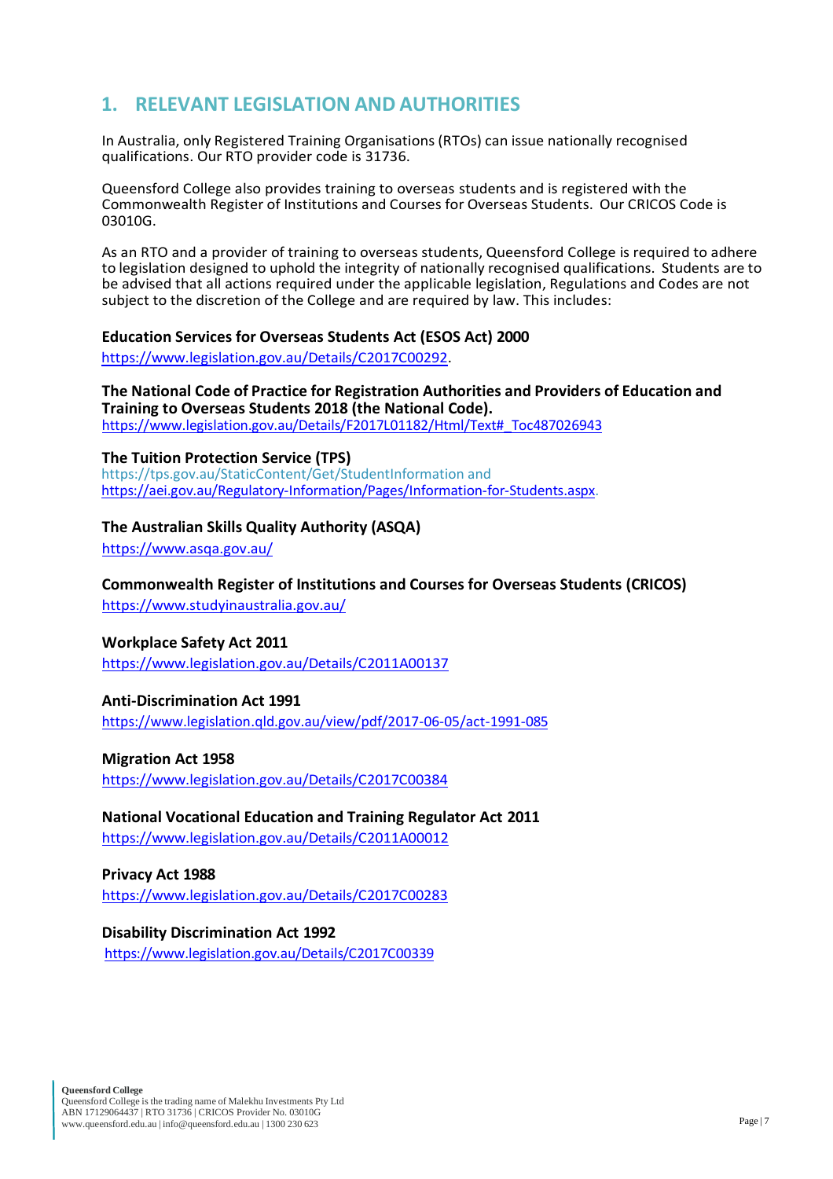## 1. RELEVANT LEGISLATION AND AUTHORITIES

In Australia, only Registered Training Organisations (RTOs) can issue nationally recognised qualifications. Our RTO provider code is 31736.

Queensford College also provides training to overseas students and is registered with the Commonwealth Register of Institutions and Courses for Overseas Students. Our CRICOS Code is 03010G.

As an RTO and a provider of training to overseas students, Queensford College is required to adhere to legislation designed to uphold the integrity of nationally recognised qualifications. Students are to be advised that all actions required under the applicable legislation, Regulations and Codes are not subject to the discretion of the College and are required by law. This includes:

**Education Services for Overseas Students Act (ESOS Act) 2000**

https://www.legislation.gov.au/Details/C2017C00292.

**The National Code of Practice for Registration Authorities and Providers of Education and Training to Overseas Students 2018 (the National Code).**

https://www.legislation.gov.au/Details/F2017L01182/Html/Text#_Toc487026943

**The Tuition Protection Service (TPS)**

https://tps.gov.au/StaticContent/Get/StudentInformation and https://aei.gov.au/Regulatory-Information/Pages/Information-for-Students.aspx.

**The Australian Skills Quality Authority (ASQA)**

https://www.asqa.gov.au/

**Commonwealth Register of Institutions and Courses for Overseas Students (CRICOS)**

https://www.studyinaustralia.gov.au/

**Workplace Safety Act 2011**

https://www.legislation.gov.au/Details/C2011A00137

**Anti-Discrimination Act 1991**

https://www.legislation.qld.gov.au/view/pdf/2017-06-05/act-1991-085

**Migration Act 1958**

https://www.legislation.gov.au/Details/C2017C00384

**National Vocational Education and Training Regulator Act 2011**

https://www.legislation.gov.au/Details/C2011A00012

**Privacy Act 1988**

https://www.legislation.gov.au/Details/C2017C00283

**Disability Discrimination Act 1992**

https://www.legislation.gov.au/Details/C2017C00339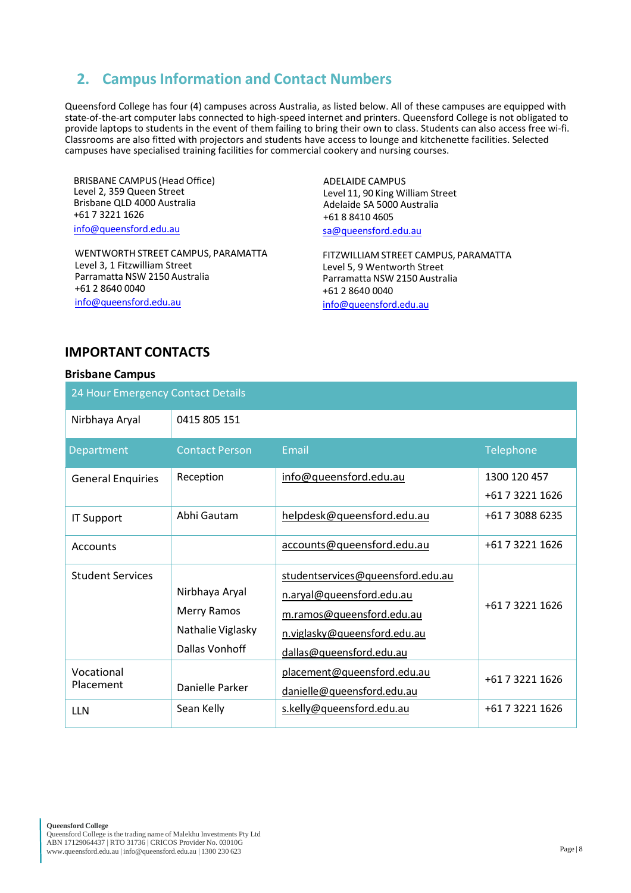## 2. Campus Information and Contact Numbers

Queensford College has four (4) campuses across Australia, as listed below. All of these campuses are equipped with state-of-the-art computer labs connected to high-speed internet and printers. Queensford College is not obligated to provide laptops to students in the event of them failing to bring their own to class. Students can also access free wi-fi. Classrooms are also fitted with projectors and students have access to lounge and kitchenette facilities. Selected campuses have specialised training facilities for commercial cookery and nursing courses.

BRISBANE CAMPUS (Head Office)
Level 2, 359 Queen Street
Brisbane QLD 4000 Australia
+61 7 3221 1626
info@queensford.edu.au

ADELAIDE CAMPUS
Level 11, 90 King William Street
Adelaide SA 5000 Australia
+61 8 8410 4605
sa@queensford.edu.au

WENTWORTH STREET CAMPUS, PARAMATTA
Level 3, 1 Fitzwilliam Street
Parramatta NSW 2150 Australia
+61 2 8640 0040
info@queensford.edu.au

FITZWILLIAM STREET CAMPUS, PARAMATTA
Level 5, 9 Wentworth Street
Parramatta NSW 2150 Australia
+61 2 8640 0040
info@queensford.edu.au

## IMPORTANT CONTACTS

### Brisbane Campus

| 24 Hour Emergency Contact Details | |
|---|---|
| Nirbhaya Aryal | 0415 805 151 |

| Department | Contact Person | Email | Telephone |
|---|---|---|---|
| General Enquiries | Reception | info@queensford.edu.au | 1300 120 457<br>+61 7 3221 1626 |
| IT Support | Abhi Gautam | helpdesk@queensford.edu.au | +61 7 3088 6235 |
| Accounts | | accounts@queensford.edu.au | +61 7 3221 1626 |
| Student Services | Nirbhaya Aryal<br>Merry Ramos<br>Nathalie Viglasky<br>Dallas Vonhoff | studentservices@queensford.edu.au<br>n.aryal@queensford.edu.au<br>m.ramos@queensford.edu.au<br>n.viglasky@queensford.edu.au<br>dallas@queensford.edu.au | +61 7 3221 1626 |
| Vocational Placement | Danielle Parker | placement@queensford.edu.au<br>danielle@queensford.edu.au | +61 7 3221 1626 |
| LLN | Sean Kelly | s.kelly@queensford.edu.au | +61 7 3221 1626 |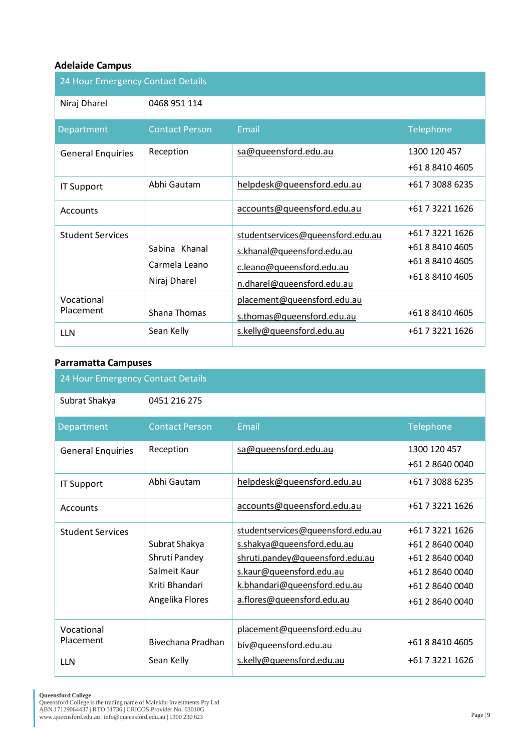## Adelaide Campus

| 24 Hour Emergency Contact Details | | | |
|---|---|---|---|
| Niraj Dharel | 0468 951 114 | | |
| **Department** | **Contact Person** | **Email** | **Telephone** |
| General Enquiries | Reception | sa@queensford.edu.au | 1300 120 457<br>+61 8 8410 4605 |
| IT Support | Abhi Gautam | helpdesk@queensford.edu.au | +61 7 3088 6235 |
| Accounts | | accounts@queensford.edu.au | +61 7 3221 1626 |
| Student Services | Sabina Khanal<br>Carmela Leano<br>Niraj Dharel | studentservices@queensford.edu.au<br>s.khanal@queensford.edu.au<br>c.leano@queensford.edu.au<br>n.dharel@queensford.edu.au | +61 7 3221 1626<br>+61 8 8410 4605<br>+61 8 8410 4605<br>+61 8 8410 4605 |
| Vocational Placement | Shana Thomas | placement@queensford.edu.au<br>s.thomas@queensford.edu.au | +61 8 8410 4605 |
| LLN | Sean Kelly | s.kelly@queensford.edu.au | +61 7 3221 1626 |

## Parramatta Campuses

| 24 Hour Emergency Contact Details | | | |
|---|---|---|---|
| Subrat Shakya | 0451 216 275 | | |
| **Department** | **Contact Person** | **Email** | **Telephone** |
| General Enquiries | Reception | sa@queensford.edu.au | 1300 120 457<br>+61 2 8640 0040 |
| IT Support | Abhi Gautam | helpdesk@queensford.edu.au | +61 7 3088 6235 |
| Accounts | | accounts@queensford.edu.au | +61 7 3221 1626 |
| Student Services | Subrat Shakya<br>Shruti Pandey<br>Salmeit Kaur<br>Kriti Bhandari<br>Angelika Flores | studentservices@queensford.edu.au<br>s.shakya@queensford.edu.au<br>shruti.pandey@queensford.edu.au<br>s.kaur@queensford.edu.au<br>k.bhandari@queensford.edu.au<br>a.flores@queensford.edu.au | +61 7 3221 1626<br>+61 2 8640 0040<br>+61 2 8640 0040<br>+61 2 8640 0040<br>+61 2 8640 0040<br>+61 2 8640 0040 |
| Vocational Placement | Bivechana Pradhan | placement@queensford.edu.au<br>biv@queensford.edu.au | +61 8 8410 4605 |
| LLN | Sean Kelly | s.kelly@queensford.edu.au | +61 7 3221 1626 |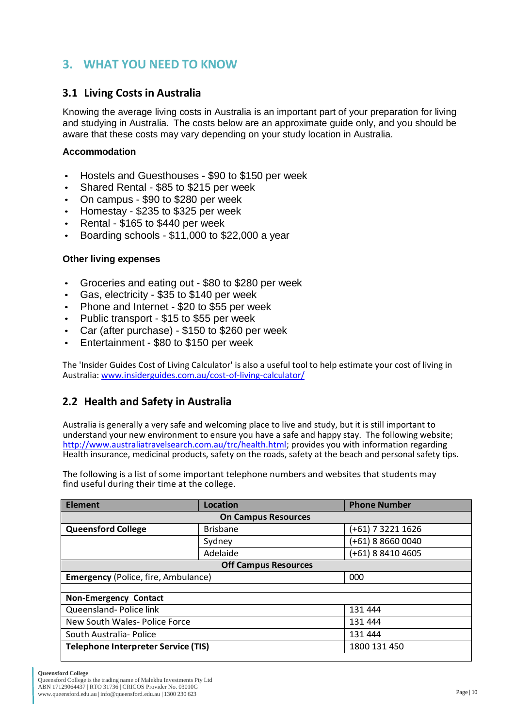## 3. WHAT YOU NEED TO KNOW

### 3.1 Living Costs in Australia

Knowing the average living costs in Australia is an important part of your preparation for living and studying in Australia. The costs below are an approximate guide only, and you should be aware that these costs may vary depending on your study location in Australia.

**Accommodation**

- Hostels and Guesthouses - $90 to $150 per week
- Shared Rental - $85 to $215 per week
- On campus - $90 to $280 per week
- Homestay - $235 to $325 per week
- Rental - $165 to $440 per week
- Boarding schools - $11,000 to $22,000 a year

**Other living expenses**

- Groceries and eating out - $80 to $280 per week
- Gas, electricity - $35 to $140 per week
- Phone and Internet - $20 to $55 per week
- Public transport - $15 to $55 per week
- Car (after purchase) - $150 to $260 per week
- Entertainment - $80 to $150 per week

The 'Insider Guides Cost of Living Calculator' is also a useful tool to help estimate your cost of living in Australia: [www.insiderguides.com.au/cost-of-living-calculator/](www.insiderguides.com.au/cost-of-living-calculator/)

### 2.2 Health and Safety in Australia

Australia is generally a very safe and welcoming place to live and study, but it is still important to understand your new environment to ensure you have a safe and happy stay. The following website; [http://www.australiatravelsearch.com.au/trc/health.html](http://www.australiatravelsearch.com.au/trc/health.html); provides you with information regarding Health insurance, medicinal products, safety on the roads, safety at the beach and personal safety tips.

The following is a list of some important telephone numbers and websites that students may find useful during their time at the college.

| Element | Location | Phone Number |
|---|---|---|
| **On Campus Resources** | | |
| **Queensford College** | Brisbane | (+61) 7 3221 1626 |
| | Sydney | (+61) 8 8660 0040 |
| | Adelaide | (+61) 8 8410 4605 |
| **Off Campus Resources** | | |
| **Emergency** (Police, fire, Ambulance) | | 000 |
| | | |
| **Non-Emergency Contact** | | |
| Queensland- Police link | | 131 444 |
| New South Wales- Police Force | | 131 444 |
| South Australia- Police | | 131 444 |
| **Telephone Interpreter Service (TIS)** | | 1800 131 450 |
| | | |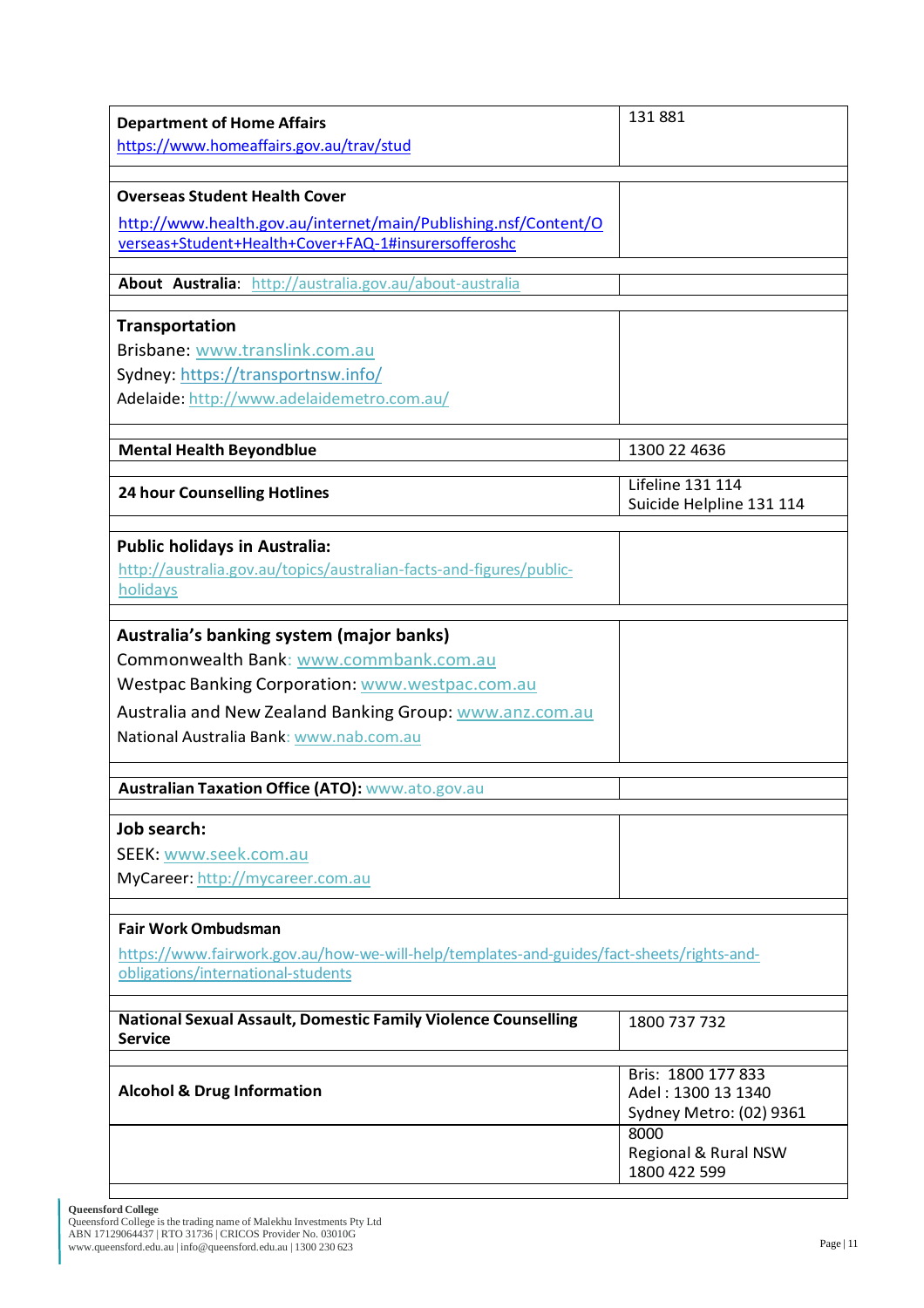| | |
|---|---|
| **Department of Home Affairs**<br>https://www.homeaffairs.gov.au/trav/stud | 131 881 |
| **Overseas Student Health Cover**<br>http://www.health.gov.au/internet/main/Publishing.nsf/Content/Overseas+Student+Health+Cover+FAQ-1#insurersofferoshc | |
| **About Australia**: http://australia.gov.au/about-australia | |
| **Transportation**<br>Brisbane: www.translink.com.au<br>Sydney: https://transportnsw.info/<br>Adelaide: http://www.adelaidemetro.com.au/ | |
| **Mental Health Beyondblue** | 1300 22 4636 |
| **24 hour Counselling Hotlines** | Lifeline 131 114<br>Suicide Helpline 131 114 |
| **Public holidays in Australia:**<br>http://australia.gov.au/topics/australian-facts-and-figures/public-holidays | |
| **Australia's banking system (major banks)**<br>Commonwealth Bank: www.commbank.com.au<br>Westpac Banking Corporation: www.westpac.com.au<br>Australia and New Zealand Banking Group: www.anz.com.au<br>National Australia Bank: www.nab.com.au | |
| **Australian Taxation Office (ATO):** www.ato.gov.au | |
| **Job search:**<br>SEEK: www.seek.com.au<br>MyCareer: http://mycareer.com.au | |
| **Fair Work Ombudsman**<br>https://www.fairwork.gov.au/how-we-will-help/templates-and-guides/fact-sheets/rights-and-obligations/international-students | |
| **National Sexual Assault, Domestic Family Violence Counselling Service** | 1800 737 732 |
| **Alcohol & Drug Information** | Bris: 1800 177 833<br>Adel : 1300 13 1340<br>Sydney Metro: (02) 9361 8000<br>Regional & Rural NSW 1800 422 599 |

**Queensford College**
Queensford College is the trading name of Malekhu Investments Pty Ltd
ABN 17129064437 | RTO 31736 | CRICOS Provider No. 03010G
www.queensford.edu.au | info@queensford.edu.au | 1300 230 623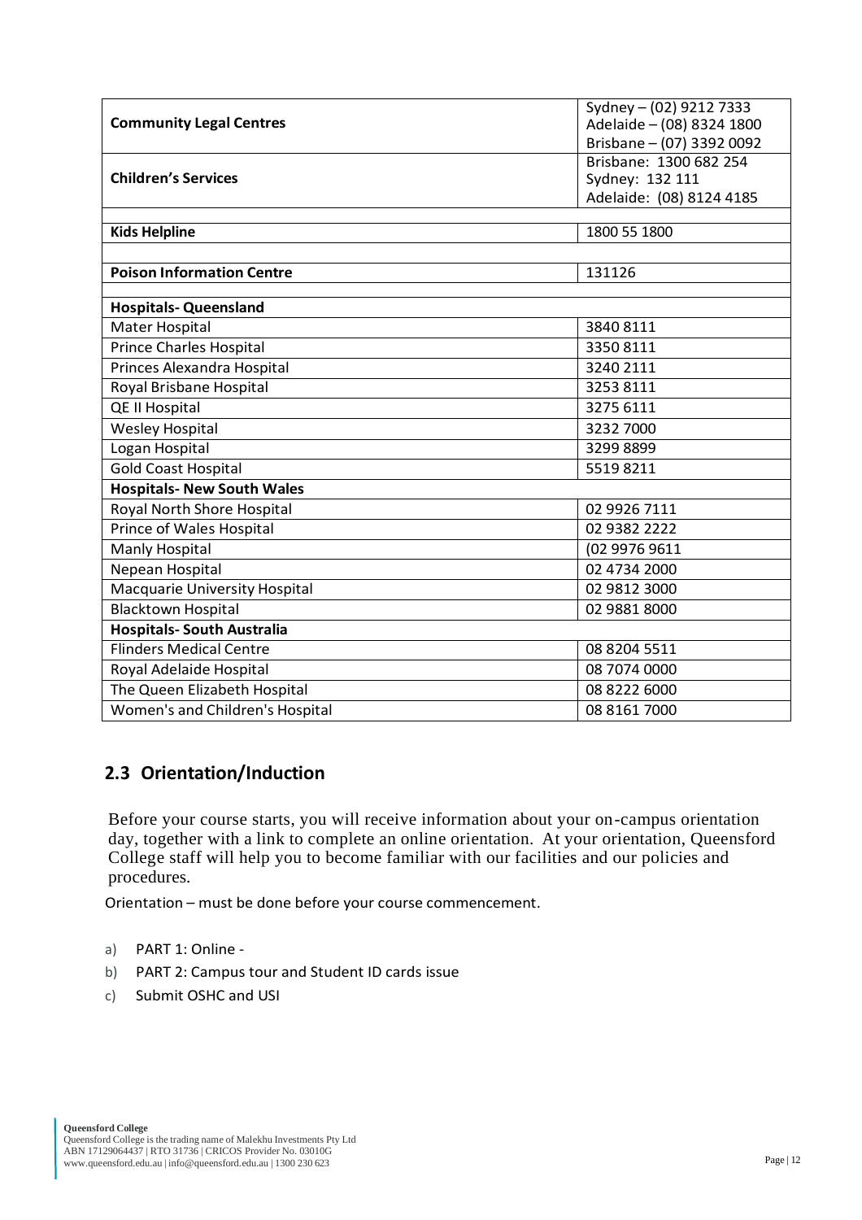| | |
|---|---|
| **Community Legal Centres** | Sydney – (02) 9212 7333<br>Adelaide – (08) 8324 1800<br>Brisbane – (07) 3392 0092 |
| **Children's Services** | Brisbane: 1300 682 254<br>Sydney: 132 111<br>Adelaide: (08) 8124 4185 |
| | |
| **Kids Helpline** | 1800 55 1800 |
| | |
| **Poison Information Centre** | 131126 |
| | |
| **Hospitals- Queensland** | |
| Mater Hospital | 3840 8111 |
| Prince Charles Hospital | 3350 8111 |
| Princes Alexandra Hospital | 3240 2111 |
| Royal Brisbane Hospital | 3253 8111 |
| QE II Hospital | 3275 6111 |
| Wesley Hospital | 3232 7000 |
| Logan Hospital | 3299 8899 |
| Gold Coast Hospital | 5519 8211 |
| **Hospitals- New South Wales** | |
| Royal North Shore Hospital | 02 9926 7111 |
| Prince of Wales Hospital | 02 9382 2222 |
| Manly Hospital | (02 9976 9611 |
| Nepean Hospital | 02 4734 2000 |
| Macquarie University Hospital | 02 9812 3000 |
| Blacktown Hospital | 02 9881 8000 |
| **Hospitals- South Australia** | |
| Flinders Medical Centre | 08 8204 5511 |
| Royal Adelaide Hospital | 08 7074 0000 |
| The Queen Elizabeth Hospital | 08 8222 6000 |
| Women's and Children's Hospital | 08 8161 7000 |

## 2.3 Orientation/Induction

Before your course starts, you will receive information about your on-campus orientation day, together with a link to complete an online orientation. At your orientation, Queensford College staff will help you to become familiar with our facilities and our policies and procedures.

Orientation – must be done before your course commencement.

a) PART 1: Online -
b) PART 2: Campus tour and Student ID cards issue
c) Submit OSHC and USI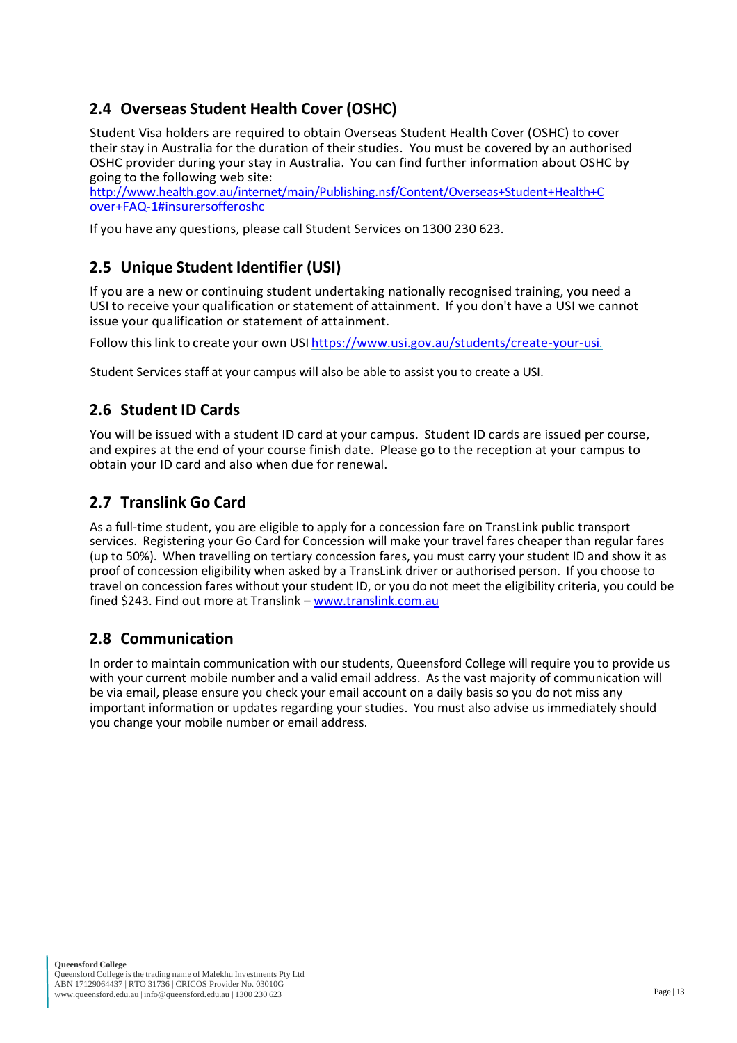## 2.4 Overseas Student Health Cover (OSHC)

Student Visa holders are required to obtain Overseas Student Health Cover (OSHC) to cover their stay in Australia for the duration of their studies. You must be covered by an authorised OSHC provider during your stay in Australia. You can find further information about OSHC by going to the following web site:
http://www.health.gov.au/internet/main/Publishing.nsf/Content/Overseas+Student+Health+Cover+FAQ-1#insurersofferoshc

If you have any questions, please call Student Services on 1300 230 623.

## 2.5 Unique Student Identifier (USI)

If you are a new or continuing student undertaking nationally recognised training, you need a USI to receive your qualification or statement of attainment. If you don't have a USI we cannot issue your qualification or statement of attainment.

Follow this link to create your own USI https://www.usi.gov.au/students/create-your-usi.

Student Services staff at your campus will also be able to assist you to create a USI.

## 2.6 Student ID Cards

You will be issued with a student ID card at your campus. Student ID cards are issued per course, and expires at the end of your course finish date. Please go to the reception at your campus to obtain your ID card and also when due for renewal.

## 2.7 Translink Go Card

As a full-time student, you are eligible to apply for a concession fare on TransLink public transport services. Registering your Go Card for Concession will make your travel fares cheaper than regular fares (up to 50%). When travelling on tertiary concession fares, you must carry your student ID and show it as proof of concession eligibility when asked by a TransLink driver or authorised person. If you choose to travel on concession fares without your student ID, or you do not meet the eligibility criteria, you could be fined $243. Find out more at Translink – www.translink.com.au

## 2.8 Communication

In order to maintain communication with our students, Queensford College will require you to provide us with your current mobile number and a valid email address. As the vast majority of communication will be via email, please ensure you check your email account on a daily basis so you do not miss any important information or updates regarding your studies. You must also advise us immediately should you change your mobile number or email address.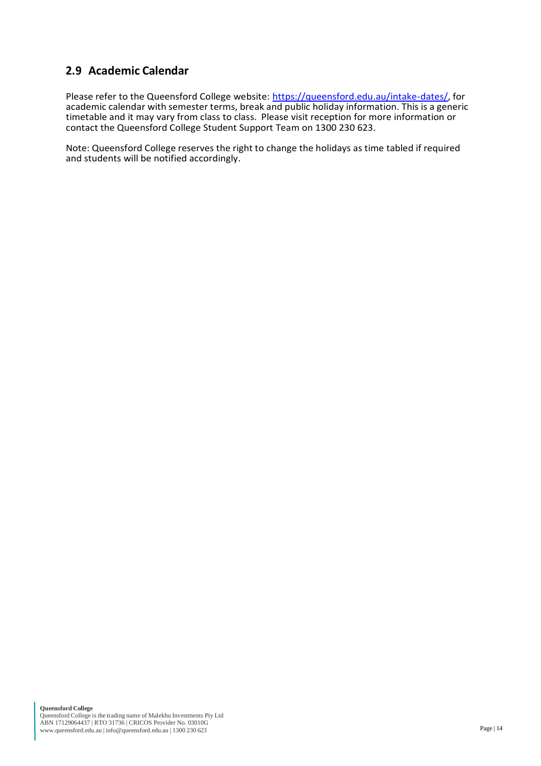## 2.9 Academic Calendar

Please refer to the Queensford College website: [https://queensford.edu.au/intake-dates/](https://queensford.edu.au/intake-dates/), for academic calendar with semester terms, break and public holiday information. This is a generic timetable and it may vary from class to class. Please visit reception for more information or contact the Queensford College Student Support Team on 1300 230 623.

Note: Queensford College reserves the right to change the holidays as time tabled if required and students will be notified accordingly.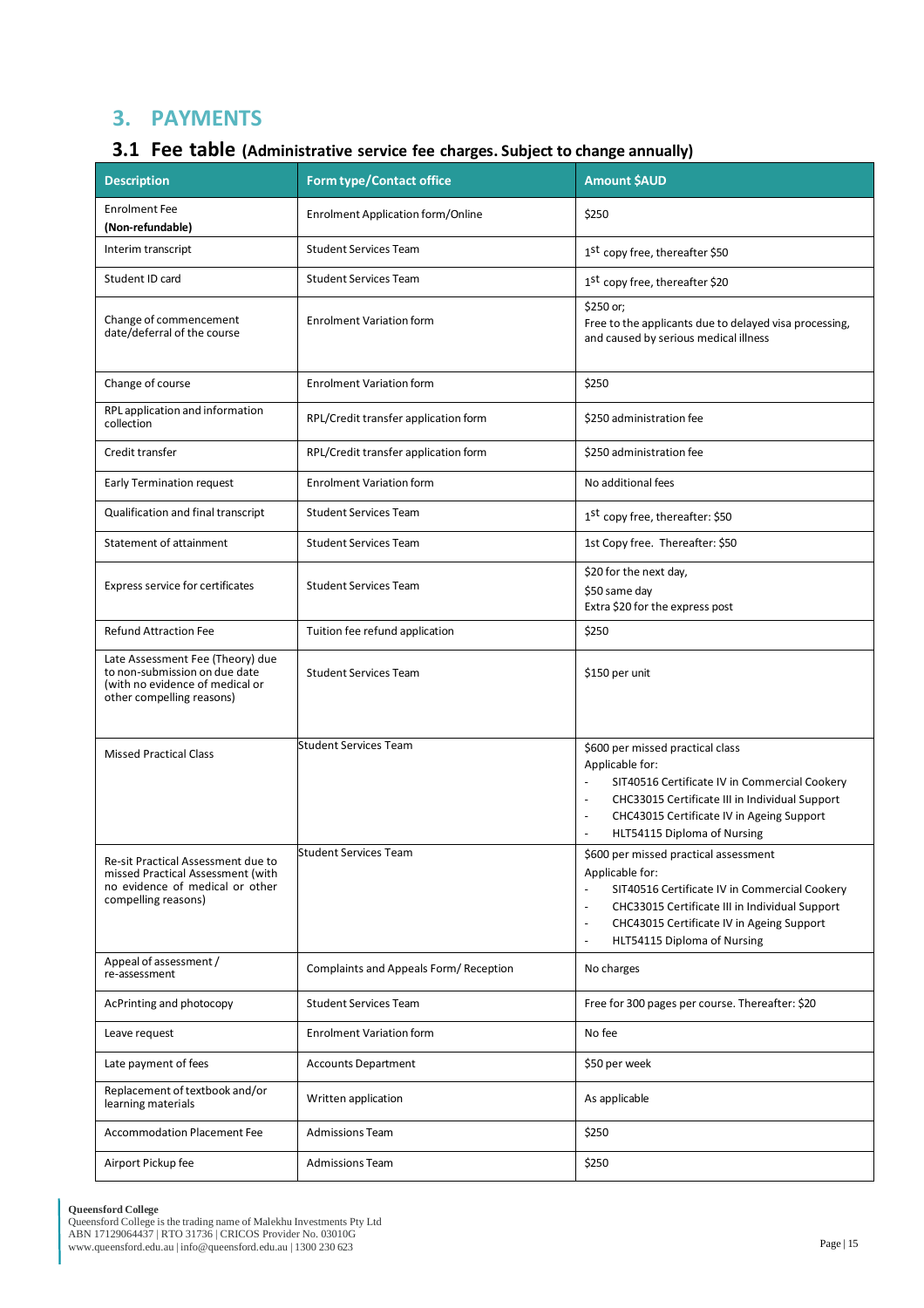# 3. PAYMENTS

## 3.1 Fee table (Administrative service fee charges. Subject to change annually)

| Description | Form type/Contact office | Amount $AUD |
|---|---|---|
| Enrolment Fee **(Non-refundable)** | Enrolment Application form/Online | $250 |
| Interim transcript | Student Services Team | 1st copy free, thereafter $50 |
| Student ID card | Student Services Team | 1st copy free, thereafter $20 |
| Change of commencement date/deferral of the course | Enrolment Variation form | $250 or;<br>Free to the applicants due to delayed visa processing, and caused by serious medical illness |
| Change of course | Enrolment Variation form | $250 |
| RPL application and information collection | RPL/Credit transfer application form | $250 administration fee |
| Credit transfer | RPL/Credit transfer application form | $250 administration fee |
| Early Termination request | Enrolment Variation form | No additional fees |
| Qualification and final transcript | Student Services Team | 1st copy free, thereafter: $50 |
| Statement of attainment | Student Services Team | 1st Copy free. Thereafter: $50 |
| Express service for certificates | Student Services Team | $20 for the next day,<br>$50 same day<br>Extra $20 for the express post |
| Refund Attraction Fee | Tuition fee refund application | $250 |
| Late Assessment Fee (Theory) due to non-submission on due date (with no evidence of medical or other compelling reasons) | Student Services Team | $150 per unit |
| Missed Practical Class | Student Services Team | $600 per missed practical class<br>Applicable for:<br>- SIT40516 Certificate IV in Commercial Cookery<br>- CHC33015 Certificate III in Individual Support<br>- CHC43015 Certificate IV in Ageing Support<br>- HLT54115 Diploma of Nursing |
| Re-sit Practical Assessment due to missed Practical Assessment (with no evidence of medical or other compelling reasons) | Student Services Team | $600 per missed practical assessment<br>Applicable for:<br>- SIT40516 Certificate IV in Commercial Cookery<br>- CHC33015 Certificate III in Individual Support<br>- CHC43015 Certificate IV in Ageing Support<br>- HLT54115 Diploma of Nursing |
| Appeal of assessment / re-assessment | Complaints and Appeals Form/ Reception | No charges |
| AcPrinting and photocopy | Student Services Team | Free for 300 pages per course. Thereafter: $20 |
| Leave request | Enrolment Variation form | No fee |
| Late payment of fees | Accounts Department | $50 per week |
| Replacement of textbook and/or learning materials | Written application | As applicable |
| Accommodation Placement Fee | Admissions Team | $250 |
| Airport Pickup fee | Admissions Team | $250 |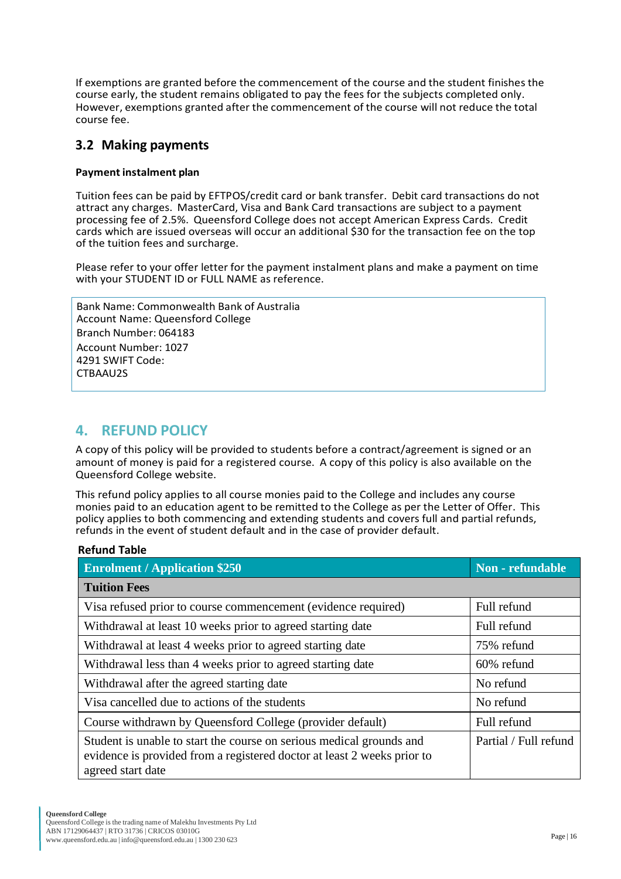If exemptions are granted before the commencement of the course and the student finishes the course early, the student remains obligated to pay the fees for the subjects completed only. However, exemptions granted after the commencement of the course will not reduce the total course fee.

## 3.2 Making payments

**Payment instalment plan**

Tuition fees can be paid by EFTPOS/credit card or bank transfer. Debit card transactions do not attract any charges. MasterCard, Visa and Bank Card transactions are subject to a payment processing fee of 2.5%. Queensford College does not accept American Express Cards. Credit cards which are issued overseas will occur an additional $30 for the transaction fee on the top of the tuition fees and surcharge.

Please refer to your offer letter for the payment instalment plans and make a payment on time with your STUDENT ID or FULL NAME as reference.

Bank Name: Commonwealth Bank of Australia
Account Name: Queensford College
Branch Number: 064183
Account Number: 1027
4291 SWIFT Code:
CTBAAU2S

# 4. REFUND POLICY

A copy of this policy will be provided to students before a contract/agreement is signed or an amount of money is paid for a registered course. A copy of this policy is also available on the Queensford College website.

This refund policy applies to all course monies paid to the College and includes any course monies paid to an education agent to be remitted to the College as per the Letter of Offer. This policy applies to both commencing and extending students and covers full and partial refunds, refunds in the event of student default and in the case of provider default.

**Refund Table**

| Enrolment / Application $250 | Non - refundable |
|---|---|
| **Tuition Fees** | |
| Visa refused prior to course commencement (evidence required) | Full refund |
| Withdrawal at least 10 weeks prior to agreed starting date | Full refund |
| Withdrawal at least 4 weeks prior to agreed starting date | 75% refund |
| Withdrawal less than 4 weeks prior to agreed starting date | 60% refund |
| Withdrawal after the agreed starting date | No refund |
| Visa cancelled due to actions of the students | No refund |
| Course withdrawn by Queensford College (provider default) | Full refund |
| Student is unable to start the course on serious medical grounds and evidence is provided from a registered doctor at least 2 weeks prior to agreed start date | Partial / Full refund |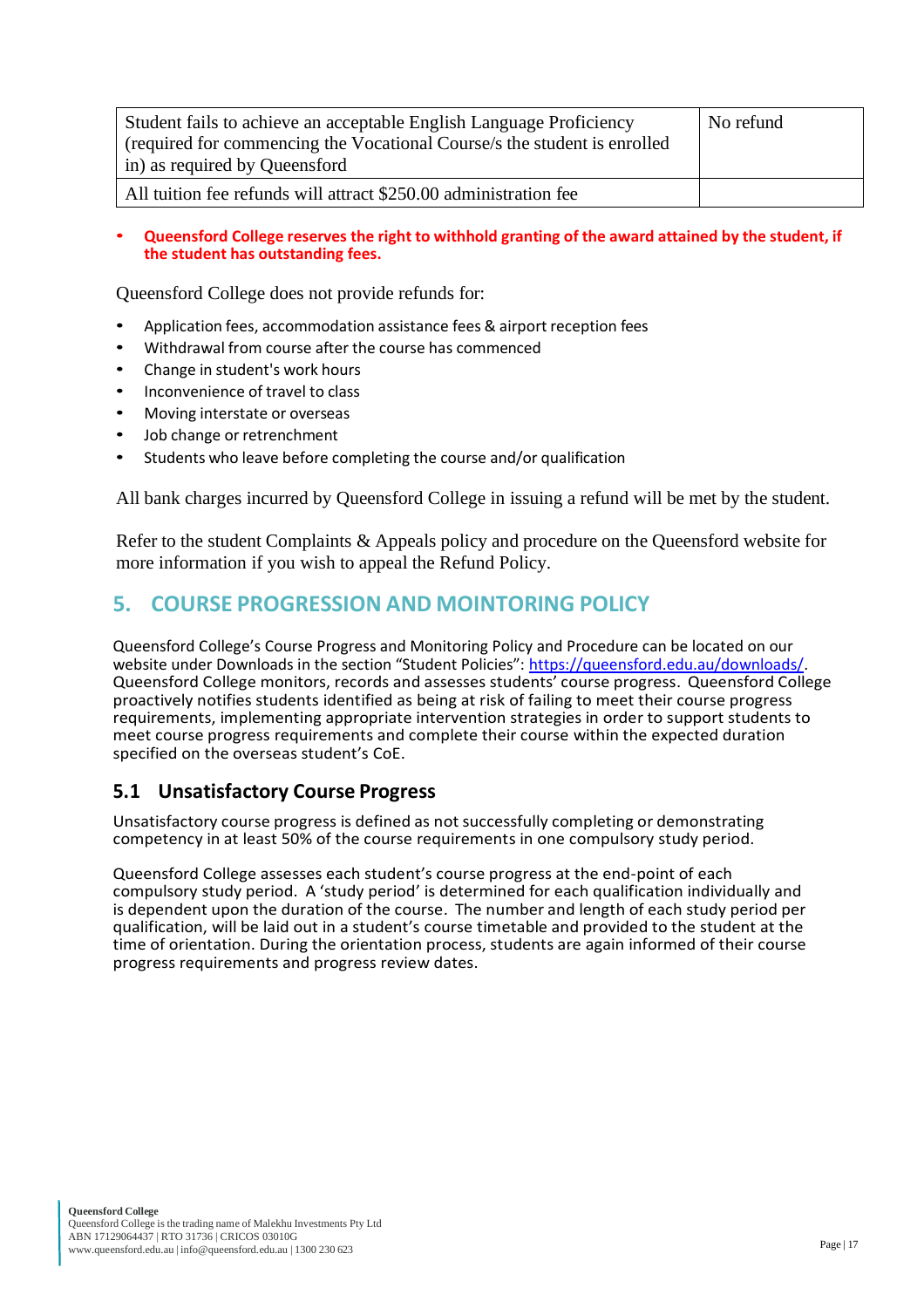| Student fails to achieve an acceptable English Language Proficiency (required for commencing the Vocational Course/s the student is enrolled in) as required by Queensford | No refund |
|---|---|
| All tuition fee refunds will attract $250.00 administration fee | |

- **Queensford College reserves the right to withhold granting of the award attained by the student, if the student has outstanding fees.**

Queensford College does not provide refunds for:

- Application fees, accommodation assistance fees & airport reception fees
- Withdrawal from course after the course has commenced
- Change in student's work hours
- Inconvenience of travel to class
- Moving interstate or overseas
- Job change or retrenchment
- Students who leave before completing the course and/or qualification

All bank charges incurred by Queensford College in issuing a refund will be met by the student.

Refer to the student Complaints & Appeals policy and procedure on the Queensford website for more information if you wish to appeal the Refund Policy.

## 5. COURSE PROGRESSION AND MOINTORING POLICY

Queensford College's Course Progress and Monitoring Policy and Procedure can be located on our website under Downloads in the section "Student Policies": https://queensford.edu.au/downloads/. Queensford College monitors, records and assesses students' course progress. Queensford College proactively notifies students identified as being at risk of failing to meet their course progress requirements, implementing appropriate intervention strategies in order to support students to meet course progress requirements and complete their course within the expected duration specified on the overseas student's CoE.

### 5.1 Unsatisfactory Course Progress

Unsatisfactory course progress is defined as not successfully completing or demonstrating competency in at least 50% of the course requirements in one compulsory study period.

Queensford College assesses each student's course progress at the end-point of each compulsory study period. A 'study period' is determined for each qualification individually and is dependent upon the duration of the course. The number and length of each study period per qualification, will be laid out in a student's course timetable and provided to the student at the time of orientation. During the orientation process, students are again informed of their course progress requirements and progress review dates.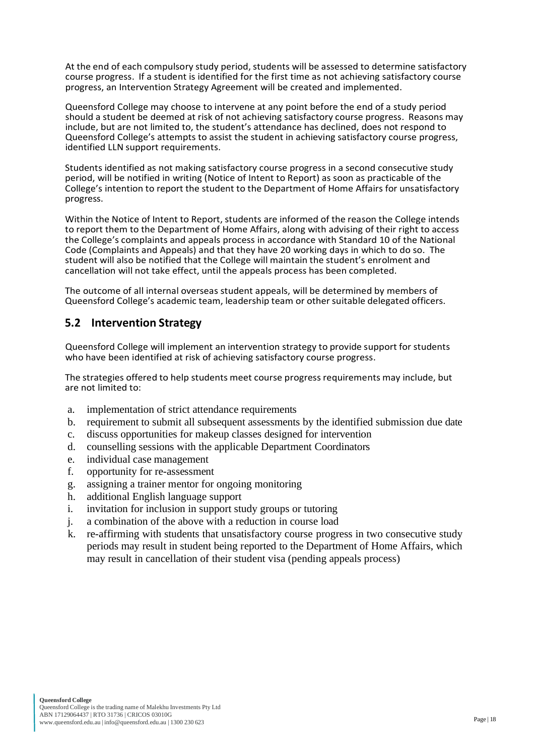At the end of each compulsory study period, students will be assessed to determine satisfactory course progress. If a student is identified for the first time as not achieving satisfactory course progress, an Intervention Strategy Agreement will be created and implemented.

Queensford College may choose to intervene at any point before the end of a study period should a student be deemed at risk of not achieving satisfactory course progress. Reasons may include, but are not limited to, the student's attendance has declined, does not respond to Queensford College's attempts to assist the student in achieving satisfactory course progress, identified LLN support requirements.

Students identified as not making satisfactory course progress in a second consecutive study period, will be notified in writing (Notice of Intent to Report) as soon as practicable of the College's intention to report the student to the Department of Home Affairs for unsatisfactory progress.

Within the Notice of Intent to Report, students are informed of the reason the College intends to report them to the Department of Home Affairs, along with advising of their right to access the College's complaints and appeals process in accordance with Standard 10 of the National Code (Complaints and Appeals) and that they have 20 working days in which to do so. The student will also be notified that the College will maintain the student's enrolment and cancellation will not take effect, until the appeals process has been completed.

The outcome of all internal overseas student appeals, will be determined by members of Queensford College's academic team, leadership team or other suitable delegated officers.

## 5.2 Intervention Strategy

Queensford College will implement an intervention strategy to provide support for students who have been identified at risk of achieving satisfactory course progress.

The strategies offered to help students meet course progress requirements may include, but are not limited to:

a. implementation of strict attendance requirements
b. requirement to submit all subsequent assessments by the identified submission due date
c. discuss opportunities for makeup classes designed for intervention
d. counselling sessions with the applicable Department Coordinators
e. individual case management
f. opportunity for re-assessment
g. assigning a trainer mentor for ongoing monitoring
h. additional English language support
i. invitation for inclusion in support study groups or tutoring
j. a combination of the above with a reduction in course load
k. re-affirming with students that unsatisfactory course progress in two consecutive study periods may result in student being reported to the Department of Home Affairs, which may result in cancellation of their student visa (pending appeals process)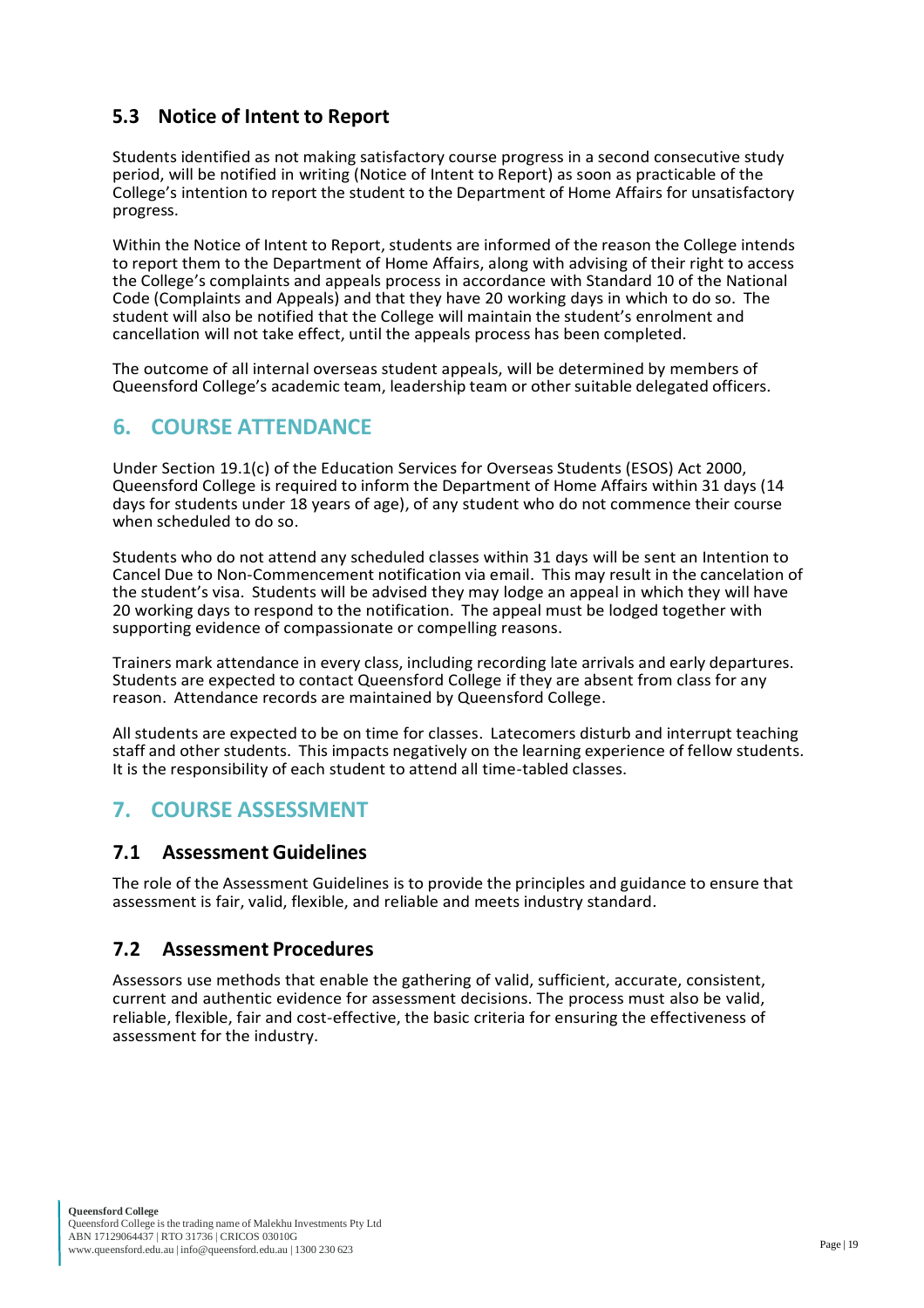### 5.3 Notice of Intent to Report

Students identified as not making satisfactory course progress in a second consecutive study period, will be notified in writing (Notice of Intent to Report) as soon as practicable of the College's intention to report the student to the Department of Home Affairs for unsatisfactory progress.

Within the Notice of Intent to Report, students are informed of the reason the College intends to report them to the Department of Home Affairs, along with advising of their right to access the College's complaints and appeals process in accordance with Standard 10 of the National Code (Complaints and Appeals) and that they have 20 working days in which to do so. The student will also be notified that the College will maintain the student's enrolment and cancellation will not take effect, until the appeals process has been completed.

The outcome of all internal overseas student appeals, will be determined by members of Queensford College's academic team, leadership team or other suitable delegated officers.

## 6. COURSE ATTENDANCE

Under Section 19.1(c) of the Education Services for Overseas Students (ESOS) Act 2000, Queensford College is required to inform the Department of Home Affairs within 31 days (14 days for students under 18 years of age), of any student who do not commence their course when scheduled to do so.

Students who do not attend any scheduled classes within 31 days will be sent an Intention to Cancel Due to Non-Commencement notification via email. This may result in the cancelation of the student's visa. Students will be advised they may lodge an appeal in which they will have 20 working days to respond to the notification. The appeal must be lodged together with supporting evidence of compassionate or compelling reasons.

Trainers mark attendance in every class, including recording late arrivals and early departures. Students are expected to contact Queensford College if they are absent from class for any reason. Attendance records are maintained by Queensford College.

All students are expected to be on time for classes. Latecomers disturb and interrupt teaching staff and other students. This impacts negatively on the learning experience of fellow students. It is the responsibility of each student to attend all time-tabled classes.

## 7. COURSE ASSESSMENT

### 7.1 Assessment Guidelines

The role of the Assessment Guidelines is to provide the principles and guidance to ensure that assessment is fair, valid, flexible, and reliable and meets industry standard.

### 7.2 Assessment Procedures

Assessors use methods that enable the gathering of valid, sufficient, accurate, consistent, current and authentic evidence for assessment decisions. The process must also be valid, reliable, flexible, fair and cost-effective, the basic criteria for ensuring the effectiveness of assessment for the industry.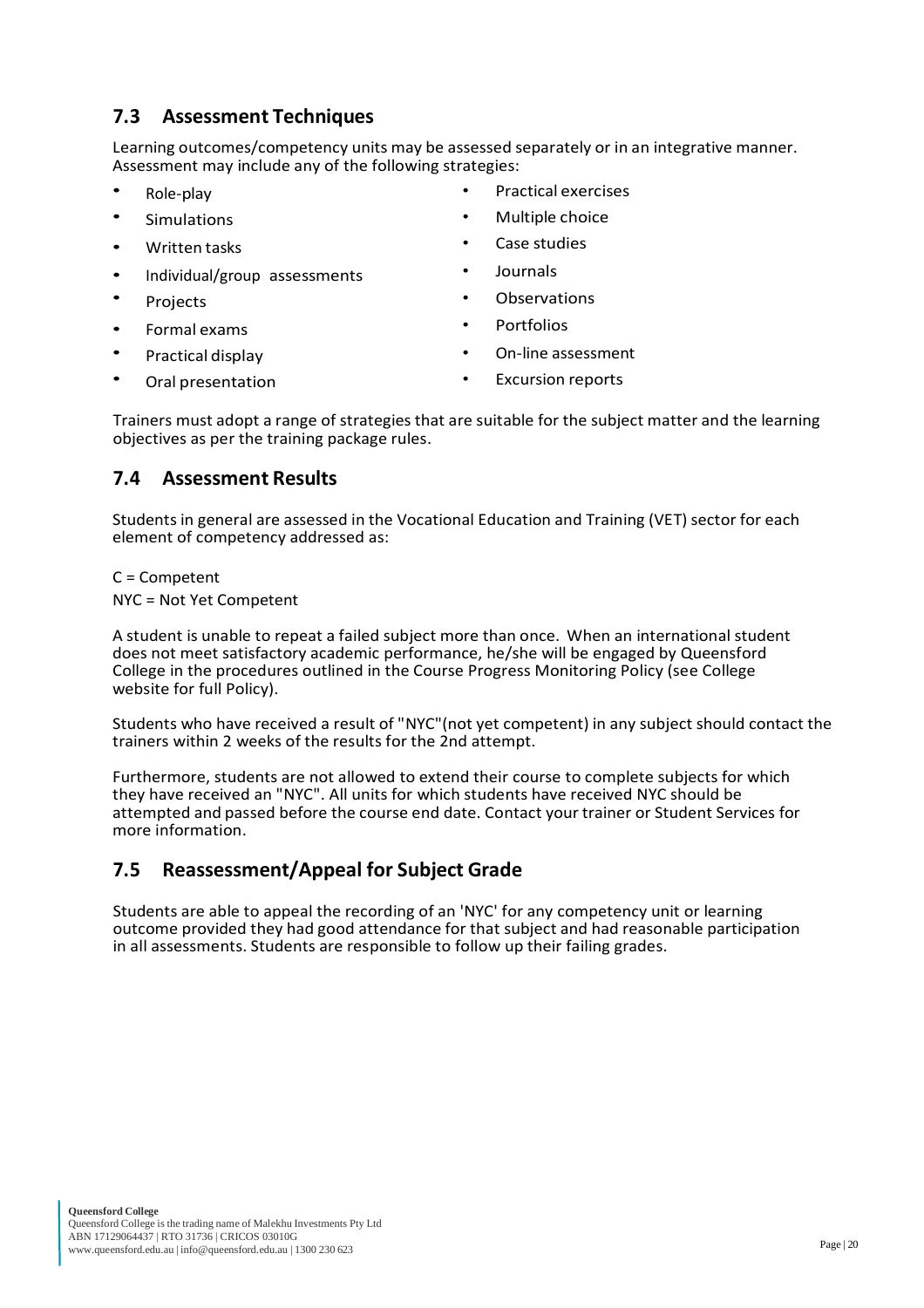## 7.3 Assessment Techniques

Learning outcomes/competency units may be assessed separately or in an integrative manner. Assessment may include any of the following strategies:

- Role-play
- Simulations
- Written tasks
- Individual/group assessments
- Projects
- Formal exams
- Practical display
- Oral presentation
- Practical exercises
- Multiple choice
- Case studies
- Journals
- Observations
- Portfolios
- On-line assessment
- Excursion reports

Trainers must adopt a range of strategies that are suitable for the subject matter and the learning objectives as per the training package rules.

## 7.4 Assessment Results

Students in general are assessed in the Vocational Education and Training (VET) sector for each element of competency addressed as:

C = Competent
NYC = Not Yet Competent

A student is unable to repeat a failed subject more than once. When an international student does not meet satisfactory academic performance, he/she will be engaged by Queensford College in the procedures outlined in the Course Progress Monitoring Policy (see College website for full Policy).

Students who have received a result of "NYC"(not yet competent) in any subject should contact the trainers within 2 weeks of the results for the 2nd attempt.

Furthermore, students are not allowed to extend their course to complete subjects for which they have received an "NYC". All units for which students have received NYC should be attempted and passed before the course end date. Contact your trainer or Student Services for more information.

## 7.5 Reassessment/Appeal for Subject Grade

Students are able to appeal the recording of an 'NYC' for any competency unit or learning outcome provided they had good attendance for that subject and had reasonable participation in all assessments. Students are responsible to follow up their failing grades.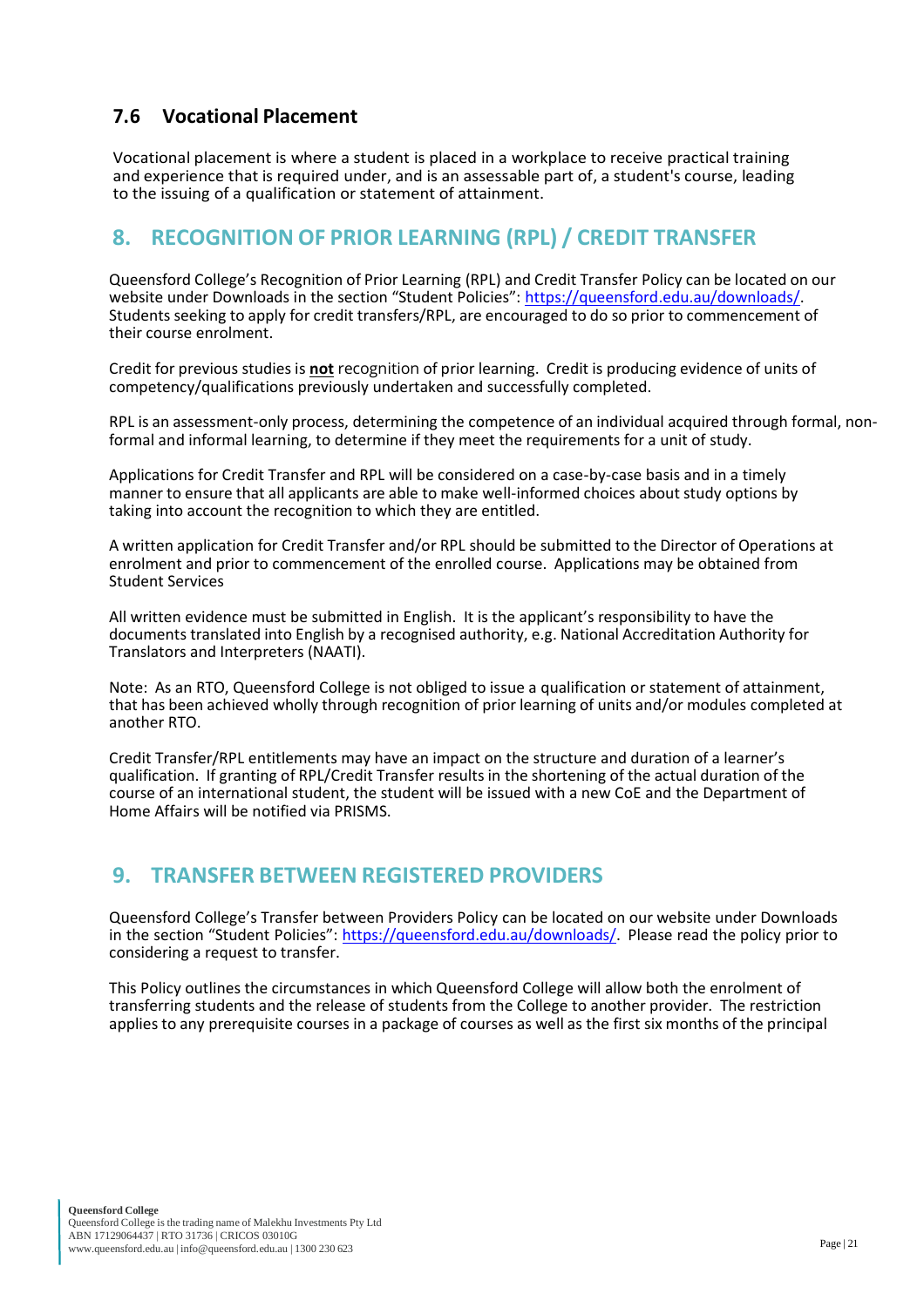### 7.6 Vocational Placement

Vocational placement is where a student is placed in a workplace to receive practical training and experience that is required under, and is an assessable part of, a student's course, leading to the issuing of a qualification or statement of attainment.

## 8. RECOGNITION OF PRIOR LEARNING (RPL) / CREDIT TRANSFER

Queensford College's Recognition of Prior Learning (RPL) and Credit Transfer Policy can be located on our website under Downloads in the section "Student Policies": https://queensford.edu.au/downloads/. Students seeking to apply for credit transfers/RPL, are encouraged to do so prior to commencement of their course enrolment.

Credit for previous studies is **not** recognition of prior learning. Credit is producing evidence of units of competency/qualifications previously undertaken and successfully completed.

RPL is an assessment-only process, determining the competence of an individual acquired through formal, non-formal and informal learning, to determine if they meet the requirements for a unit of study.

Applications for Credit Transfer and RPL will be considered on a case-by-case basis and in a timely manner to ensure that all applicants are able to make well-informed choices about study options by taking into account the recognition to which they are entitled.

A written application for Credit Transfer and/or RPL should be submitted to the Director of Operations at enrolment and prior to commencement of the enrolled course. Applications may be obtained from Student Services

All written evidence must be submitted in English. It is the applicant's responsibility to have the documents translated into English by a recognised authority, e.g. National Accreditation Authority for Translators and Interpreters (NAATI).

Note: As an RTO, Queensford College is not obliged to issue a qualification or statement of attainment, that has been achieved wholly through recognition of prior learning of units and/or modules completed at another RTO.

Credit Transfer/RPL entitlements may have an impact on the structure and duration of a learner's qualification. If granting of RPL/Credit Transfer results in the shortening of the actual duration of the course of an international student, the student will be issued with a new CoE and the Department of Home Affairs will be notified via PRISMS.

## 9. TRANSFER BETWEEN REGISTERED PROVIDERS

Queensford College's Transfer between Providers Policy can be located on our website under Downloads in the section "Student Policies": https://queensford.edu.au/downloads/. Please read the policy prior to considering a request to transfer.

This Policy outlines the circumstances in which Queensford College will allow both the enrolment of transferring students and the release of students from the College to another provider. The restriction applies to any prerequisite courses in a package of courses as well as the first six months of the principal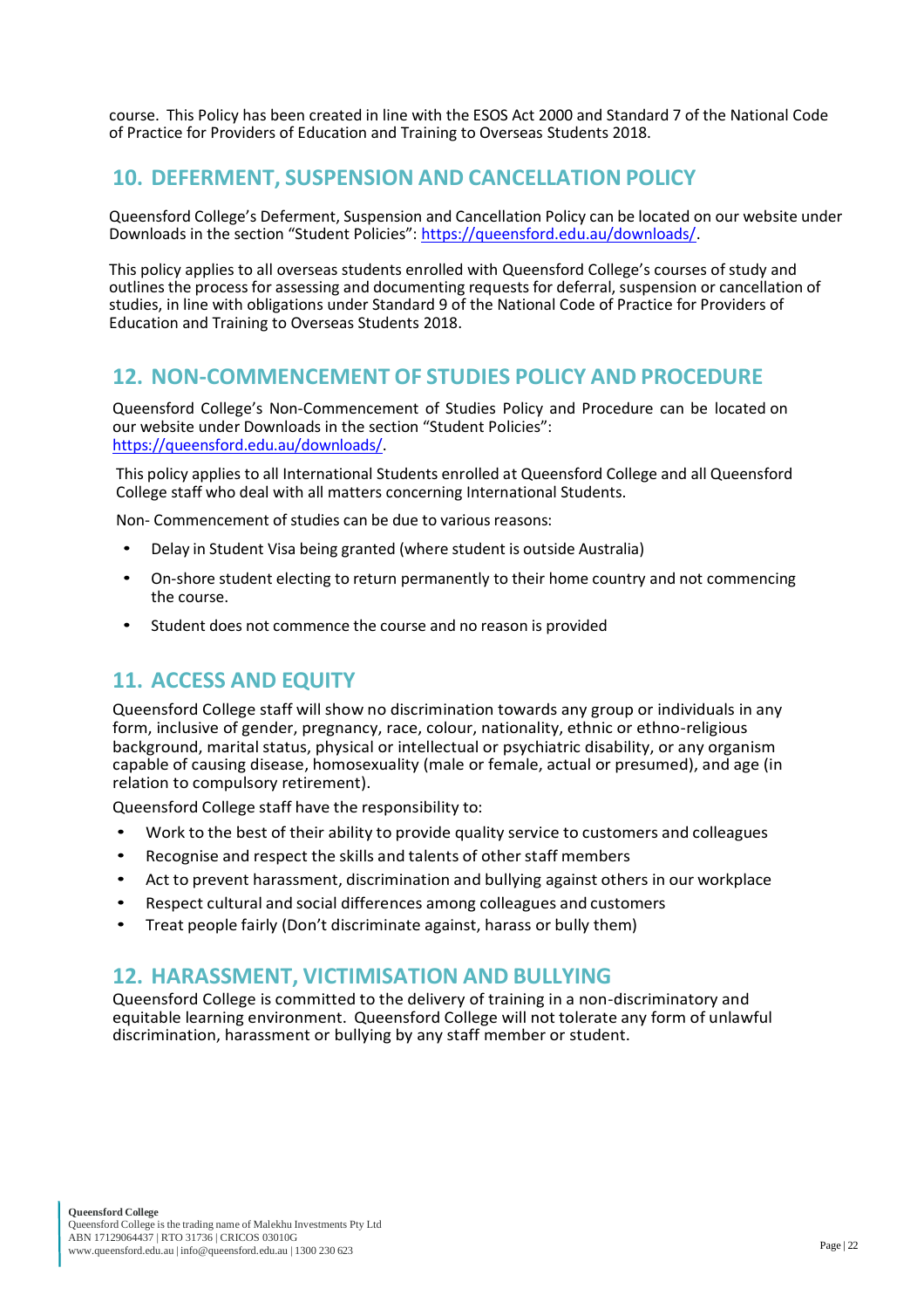course. This Policy has been created in line with the ESOS Act 2000 and Standard 7 of the National Code of Practice for Providers of Education and Training to Overseas Students 2018.

## 10. DEFERMENT, SUSPENSION AND CANCELLATION POLICY

Queensford College's Deferment, Suspension and Cancellation Policy can be located on our website under Downloads in the section "Student Policies": https://queensford.edu.au/downloads/.

This policy applies to all overseas students enrolled with Queensford College's courses of study and outlines the process for assessing and documenting requests for deferral, suspension or cancellation of studies, in line with obligations under Standard 9 of the National Code of Practice for Providers of Education and Training to Overseas Students 2018.

## 12. NON-COMMENCEMENT OF STUDIES POLICY AND PROCEDURE

Queensford College's Non-Commencement of Studies Policy and Procedure can be located on our website under Downloads in the section "Student Policies": https://queensford.edu.au/downloads/.

This policy applies to all International Students enrolled at Queensford College and all Queensford College staff who deal with all matters concerning International Students.

Non- Commencement of studies can be due to various reasons:

- Delay in Student Visa being granted (where student is outside Australia)
- On-shore student electing to return permanently to their home country and not commencing the course.
- Student does not commence the course and no reason is provided

## 11. ACCESS AND EQUITY

Queensford College staff will show no discrimination towards any group or individuals in any form, inclusive of gender, pregnancy, race, colour, nationality, ethnic or ethno-religious background, marital status, physical or intellectual or psychiatric disability, or any organism capable of causing disease, homosexuality (male or female, actual or presumed), and age (in relation to compulsory retirement).

Queensford College staff have the responsibility to:

- Work to the best of their ability to provide quality service to customers and colleagues
- Recognise and respect the skills and talents of other staff members
- Act to prevent harassment, discrimination and bullying against others in our workplace
- Respect cultural and social differences among colleagues and customers
- Treat people fairly (Don't discriminate against, harass or bully them)

## 12. HARASSMENT, VICTIMISATION AND BULLYING

Queensford College is committed to the delivery of training in a non-discriminatory and equitable learning environment. Queensford College will not tolerate any form of unlawful discrimination, harassment or bullying by any staff member or student.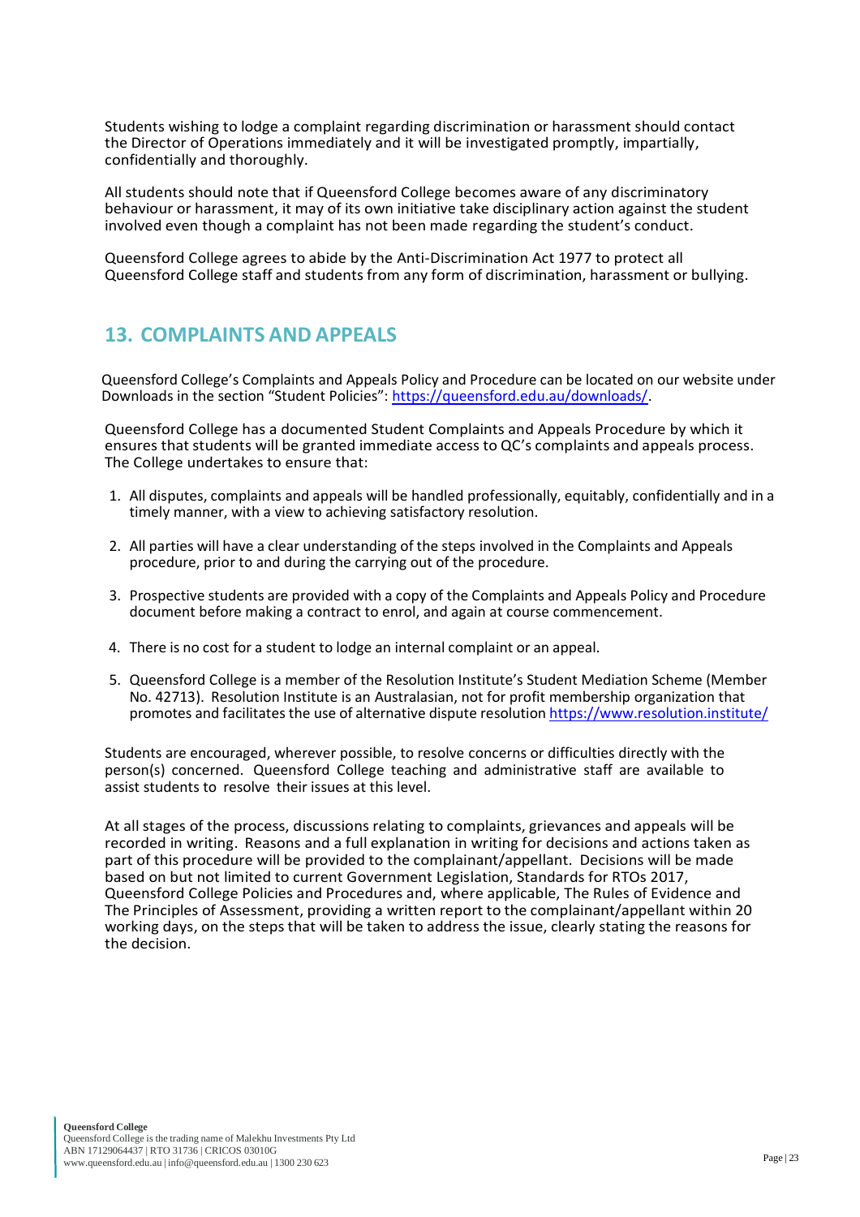Students wishing to lodge a complaint regarding discrimination or harassment should contact the Director of Operations immediately and it will be investigated promptly, impartially, confidentially and thoroughly.

All students should note that if Queensford College becomes aware of any discriminatory behaviour or harassment, it may of its own initiative take disciplinary action against the student involved even though a complaint has not been made regarding the student's conduct.

Queensford College agrees to abide by the Anti-Discrimination Act 1977 to protect all Queensford College staff and students from any form of discrimination, harassment or bullying.

## 13. COMPLAINTS AND APPEALS

Queensford College's Complaints and Appeals Policy and Procedure can be located on our website under Downloads in the section "Student Policies": https://queensford.edu.au/downloads/.

Queensford College has a documented Student Complaints and Appeals Procedure by which it ensures that students will be granted immediate access to QC's complaints and appeals process. The College undertakes to ensure that:

1. All disputes, complaints and appeals will be handled professionally, equitably, confidentially and in a timely manner, with a view to achieving satisfactory resolution.

2. All parties will have a clear understanding of the steps involved in the Complaints and Appeals procedure, prior to and during the carrying out of the procedure.

3. Prospective students are provided with a copy of the Complaints and Appeals Policy and Procedure document before making a contract to enrol, and again at course commencement.

4. There is no cost for a student to lodge an internal complaint or an appeal.

5. Queensford College is a member of the Resolution Institute's Student Mediation Scheme (Member No. 42713). Resolution Institute is an Australasian, not for profit membership organization that promotes and facilitates the use of alternative dispute resolution https://www.resolution.institute/

Students are encouraged, wherever possible, to resolve concerns or difficulties directly with the person(s) concerned. Queensford College teaching and administrative staff are available to assist students to resolve their issues at this level.

At all stages of the process, discussions relating to complaints, grievances and appeals will be recorded in writing. Reasons and a full explanation in writing for decisions and actions taken as part of this procedure will be provided to the complainant/appellant. Decisions will be made based on but not limited to current Government Legislation, Standards for RTOs 2017, Queensford College Policies and Procedures and, where applicable, The Rules of Evidence and The Principles of Assessment, providing a written report to the complainant/appellant within 20 working days, on the steps that will be taken to address the issue, clearly stating the reasons for the decision.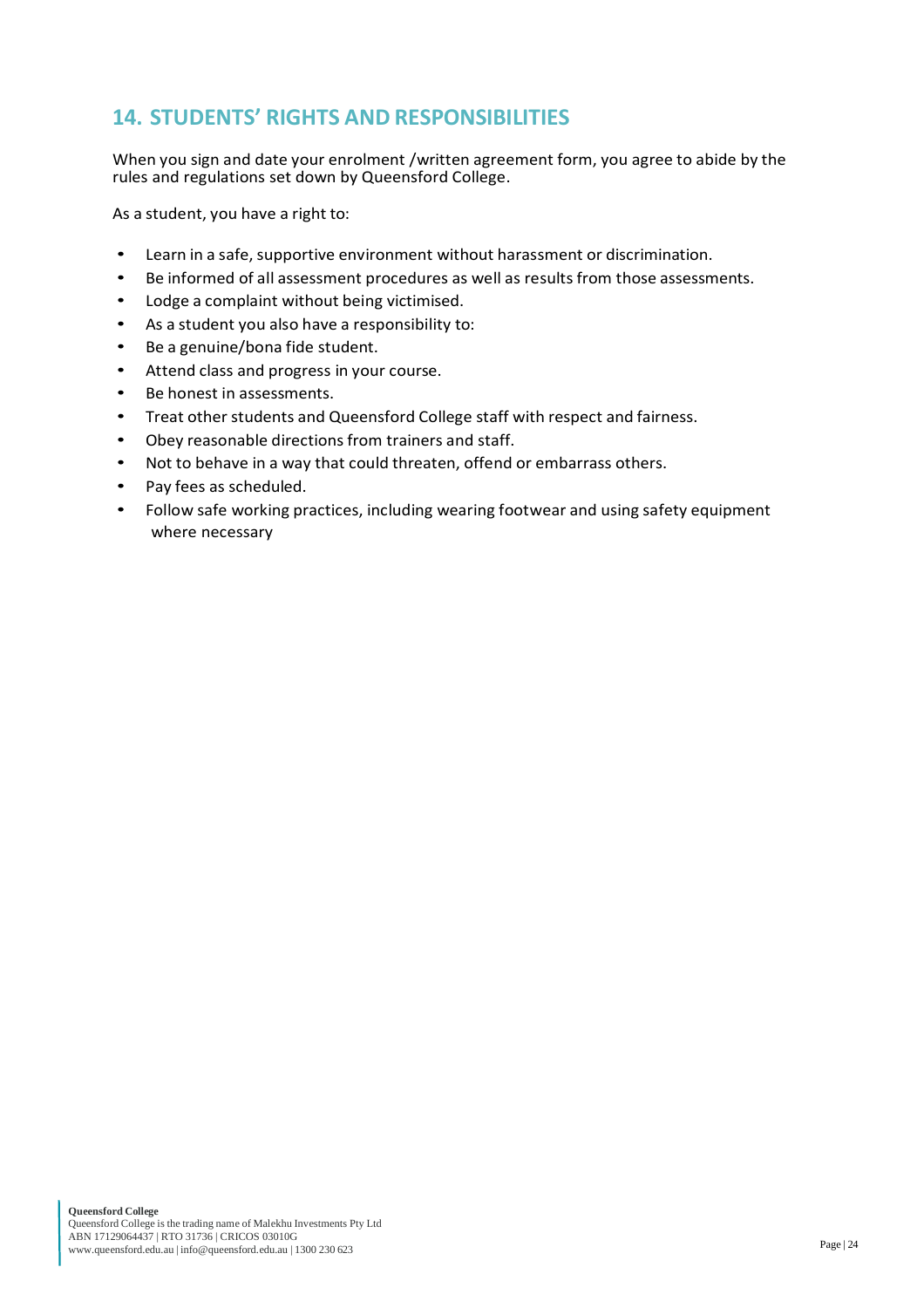## 14. STUDENTS' RIGHTS AND RESPONSIBILITIES

When you sign and date your enrolment /written agreement form, you agree to abide by the rules and regulations set down by Queensford College.

As a student, you have a right to:

- Learn in a safe, supportive environment without harassment or discrimination.
- Be informed of all assessment procedures as well as results from those assessments.
- Lodge a complaint without being victimised.
- As a student you also have a responsibility to:
- Be a genuine/bona fide student.
- Attend class and progress in your course.
- Be honest in assessments.
- Treat other students and Queensford College staff with respect and fairness.
- Obey reasonable directions from trainers and staff.
- Not to behave in a way that could threaten, offend or embarrass others.
- Pay fees as scheduled.
- Follow safe working practices, including wearing footwear and using safety equipment where necessary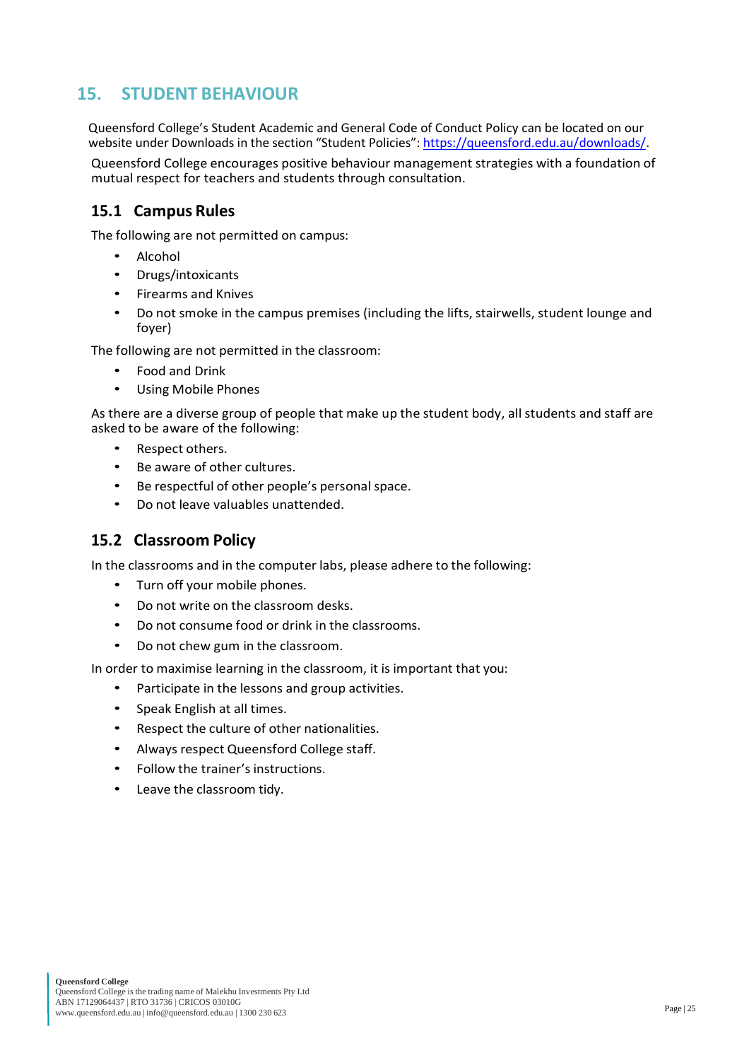## 15. STUDENT BEHAVIOUR

Queensford College's Student Academic and General Code of Conduct Policy can be located on our website under Downloads in the section "Student Policies": https://queensford.edu.au/downloads/.

Queensford College encourages positive behaviour management strategies with a foundation of mutual respect for teachers and students through consultation.

### 15.1 Campus Rules

The following are not permitted on campus:

- Alcohol
- Drugs/intoxicants
- Firearms and Knives
- Do not smoke in the campus premises (including the lifts, stairwells, student lounge and foyer)

The following are not permitted in the classroom:

- Food and Drink
- Using Mobile Phones

As there are a diverse group of people that make up the student body, all students and staff are asked to be aware of the following:

- Respect others.
- Be aware of other cultures.
- Be respectful of other people's personal space.
- Do not leave valuables unattended.

### 15.2 Classroom Policy

In the classrooms and in the computer labs, please adhere to the following:

- Turn off your mobile phones.
- Do not write on the classroom desks.
- Do not consume food or drink in the classrooms.
- Do not chew gum in the classroom.

In order to maximise learning in the classroom, it is important that you:

- Participate in the lessons and group activities.
- Speak English at all times.
- Respect the culture of other nationalities.
- Always respect Queensford College staff.
- Follow the trainer's instructions.
- Leave the classroom tidy.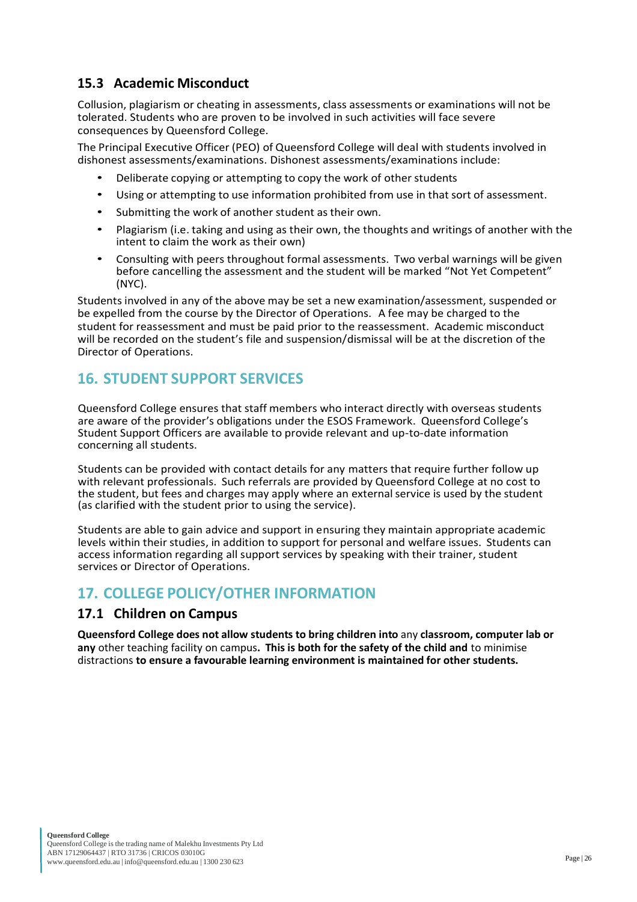### 15.3 Academic Misconduct

Collusion, plagiarism or cheating in assessments, class assessments or examinations will not be tolerated. Students who are proven to be involved in such activities will face severe consequences by Queensford College.

The Principal Executive Officer (PEO) of Queensford College will deal with students involved in dishonest assessments/examinations. Dishonest assessments/examinations include:

- Deliberate copying or attempting to copy the work of other students
- Using or attempting to use information prohibited from use in that sort of assessment.
- Submitting the work of another student as their own.
- Plagiarism (i.e. taking and using as their own, the thoughts and writings of another with the intent to claim the work as their own)
- Consulting with peers throughout formal assessments. Two verbal warnings will be given before cancelling the assessment and the student will be marked "Not Yet Competent" (NYC).

Students involved in any of the above may be set a new examination/assessment, suspended or be expelled from the course by the Director of Operations. A fee may be charged to the student for reassessment and must be paid prior to the reassessment. Academic misconduct will be recorded on the student's file and suspension/dismissal will be at the discretion of the Director of Operations.

## 16. STUDENT SUPPORT SERVICES

Queensford College ensures that staff members who interact directly with overseas students are aware of the provider's obligations under the ESOS Framework. Queensford College's Student Support Officers are available to provide relevant and up-to-date information concerning all students.

Students can be provided with contact details for any matters that require further follow up with relevant professionals. Such referrals are provided by Queensford College at no cost to the student, but fees and charges may apply where an external service is used by the student (as clarified with the student prior to using the service).

Students are able to gain advice and support in ensuring they maintain appropriate academic levels within their studies, in addition to support for personal and welfare issues. Students can access information regarding all support services by speaking with their trainer, student services or Director of Operations.

## 17. COLLEGE POLICY/OTHER INFORMATION

### 17.1 Children on Campus

**Queensford College does not allow students to bring children into** any **classroom, computer lab or any** other teaching facility on campus**. This is both for the safety of the child and** to minimise distractions **to ensure a favourable learning environment is maintained for other students.**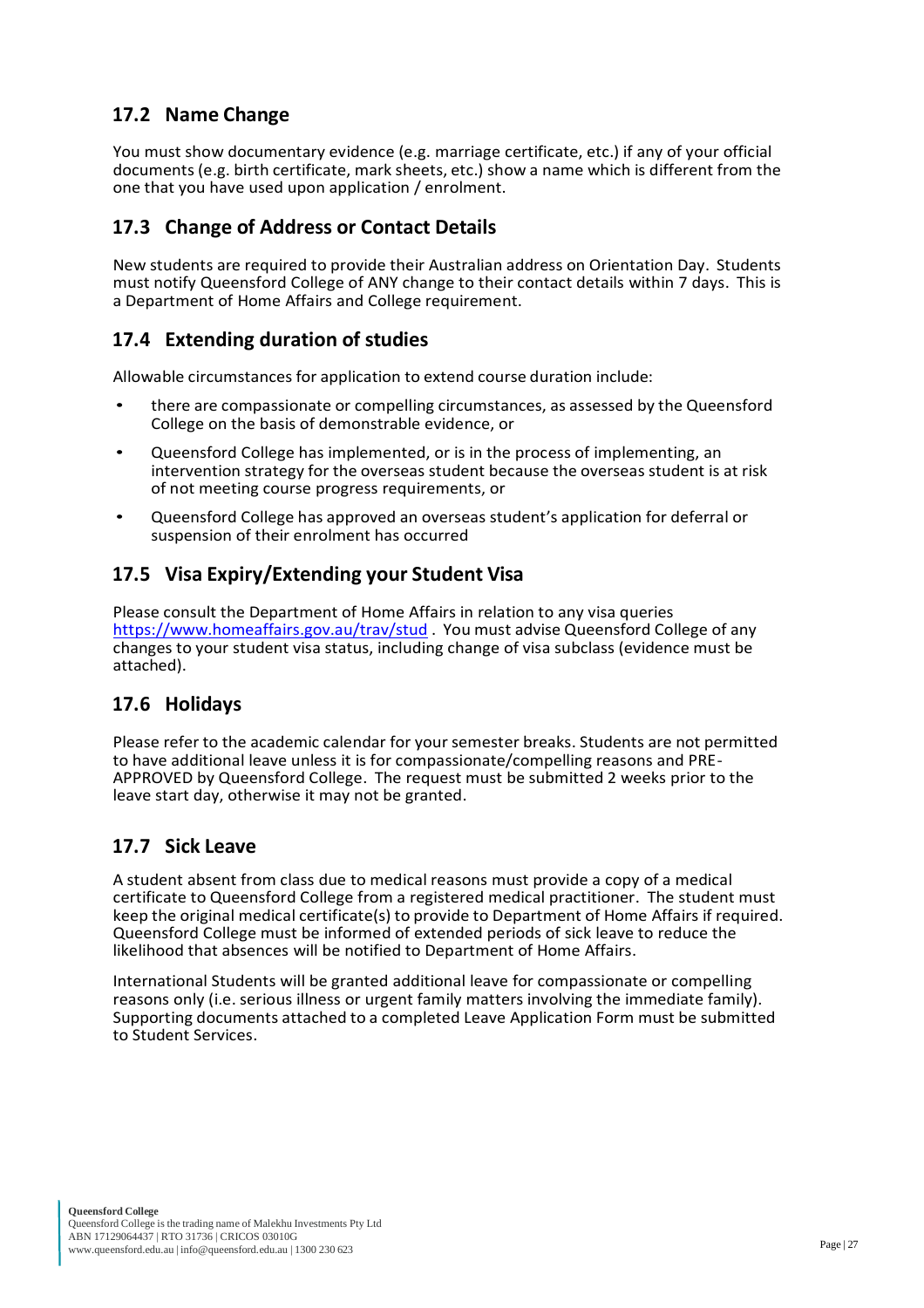## 17.2 Name Change

You must show documentary evidence (e.g. marriage certificate, etc.) if any of your official documents (e.g. birth certificate, mark sheets, etc.) show a name which is different from the one that you have used upon application / enrolment.

## 17.3 Change of Address or Contact Details

New students are required to provide their Australian address on Orientation Day. Students must notify Queensford College of ANY change to their contact details within 7 days. This is a Department of Home Affairs and College requirement.

## 17.4 Extending duration of studies

Allowable circumstances for application to extend course duration include:

- there are compassionate or compelling circumstances, as assessed by the Queensford College on the basis of demonstrable evidence, or
- Queensford College has implemented, or is in the process of implementing, an intervention strategy for the overseas student because the overseas student is at risk of not meeting course progress requirements, or
- Queensford College has approved an overseas student's application for deferral or suspension of their enrolment has occurred

## 17.5 Visa Expiry/Extending your Student Visa

Please consult the Department of Home Affairs in relation to any visa queries https://www.homeaffairs.gov.au/trav/stud . You must advise Queensford College of any changes to your student visa status, including change of visa subclass (evidence must be attached).

## 17.6 Holidays

Please refer to the academic calendar for your semester breaks. Students are not permitted to have additional leave unless it is for compassionate/compelling reasons and PRE-APPROVED by Queensford College. The request must be submitted 2 weeks prior to the leave start day, otherwise it may not be granted.

## 17.7 Sick Leave

A student absent from class due to medical reasons must provide a copy of a medical certificate to Queensford College from a registered medical practitioner. The student must keep the original medical certificate(s) to provide to Department of Home Affairs if required. Queensford College must be informed of extended periods of sick leave to reduce the likelihood that absences will be notified to Department of Home Affairs.

International Students will be granted additional leave for compassionate or compelling reasons only (i.e. serious illness or urgent family matters involving the immediate family). Supporting documents attached to a completed Leave Application Form must be submitted to Student Services.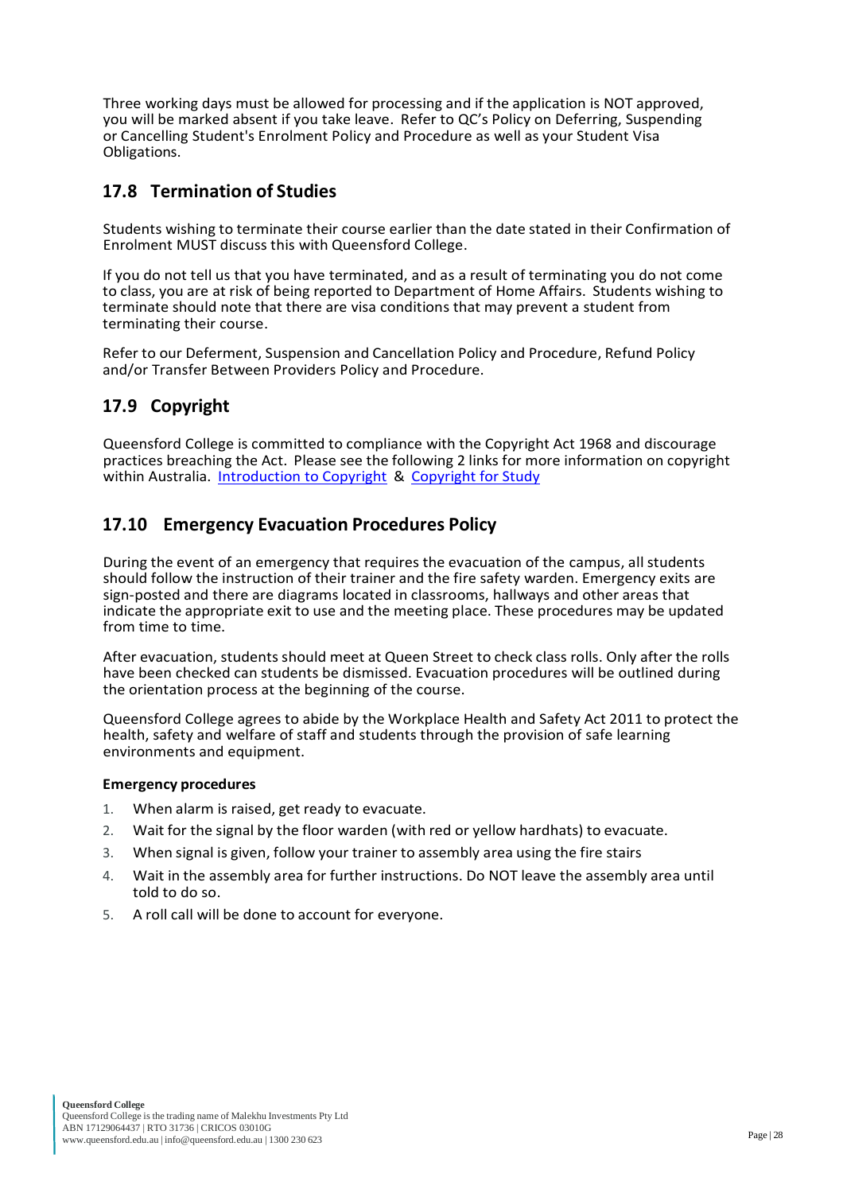Three working days must be allowed for processing and if the application is NOT approved, you will be marked absent if you take leave. Refer to QC's Policy on Deferring, Suspending or Cancelling Student's Enrolment Policy and Procedure as well as your Student Visa Obligations.

## 17.8 Termination of Studies

Students wishing to terminate their course earlier than the date stated in their Confirmation of Enrolment MUST discuss this with Queensford College.

If you do not tell us that you have terminated, and as a result of terminating you do not come to class, you are at risk of being reported to Department of Home Affairs. Students wishing to terminate should note that there are visa conditions that may prevent a student from terminating their course.

Refer to our Deferment, Suspension and Cancellation Policy and Procedure, Refund Policy and/or Transfer Between Providers Policy and Procedure.

## 17.9 Copyright

Queensford College is committed to compliance with the Copyright Act 1968 and discourage practices breaching the Act. Please see the following 2 links for more information on copyright within Australia. Introduction to Copyright & Copyright for Study

## 17.10 Emergency Evacuation Procedures Policy

During the event of an emergency that requires the evacuation of the campus, all students should follow the instruction of their trainer and the fire safety warden. Emergency exits are sign-posted and there are diagrams located in classrooms, hallways and other areas that indicate the appropriate exit to use and the meeting place. These procedures may be updated from time to time.

After evacuation, students should meet at Queen Street to check class rolls. Only after the rolls have been checked can students be dismissed. Evacuation procedures will be outlined during the orientation process at the beginning of the course.

Queensford College agrees to abide by the Workplace Health and Safety Act 2011 to protect the health, safety and welfare of staff and students through the provision of safe learning environments and equipment.

**Emergency procedures**

1. When alarm is raised, get ready to evacuate.
2. Wait for the signal by the floor warden (with red or yellow hardhats) to evacuate.
3. When signal is given, follow your trainer to assembly area using the fire stairs
4. Wait in the assembly area for further instructions. Do NOT leave the assembly area until told to do so.
5. A roll call will be done to account for everyone.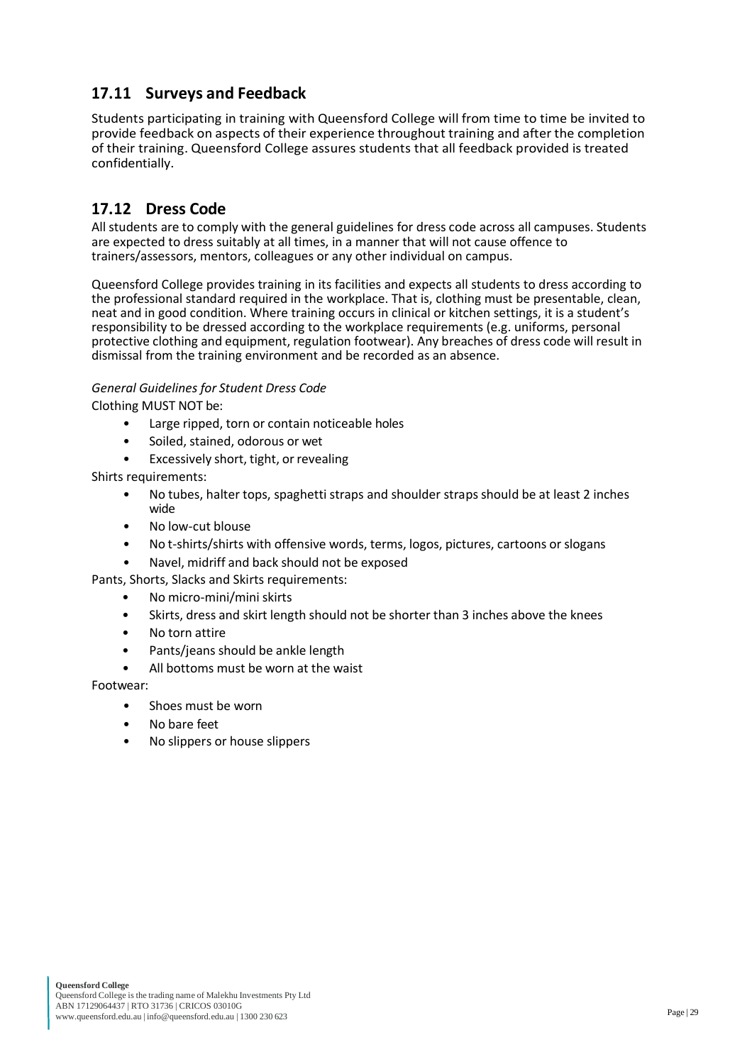## 17.11 Surveys and Feedback

Students participating in training with Queensford College will from time to time be invited to provide feedback on aspects of their experience throughout training and after the completion of their training. Queensford College assures students that all feedback provided is treated confidentially.

## 17.12 Dress Code

All students are to comply with the general guidelines for dress code across all campuses. Students are expected to dress suitably at all times, in a manner that will not cause offence to trainers/assessors, mentors, colleagues or any other individual on campus.

Queensford College provides training in its facilities and expects all students to dress according to the professional standard required in the workplace. That is, clothing must be presentable, clean, neat and in good condition. Where training occurs in clinical or kitchen settings, it is a student's responsibility to be dressed according to the workplace requirements (e.g. uniforms, personal protective clothing and equipment, regulation footwear). Any breaches of dress code will result in dismissal from the training environment and be recorded as an absence.

*General Guidelines for Student Dress Code*

Clothing MUST NOT be:

- Large ripped, torn or contain noticeable holes
- Soiled, stained, odorous or wet
- Excessively short, tight, or revealing

Shirts requirements:

- No tubes, halter tops, spaghetti straps and shoulder straps should be at least 2 inches wide
- No low-cut blouse
- No t-shirts/shirts with offensive words, terms, logos, pictures, cartoons or slogans
- Navel, midriff and back should not be exposed

Pants, Shorts, Slacks and Skirts requirements:

- No micro-mini/mini skirts
- Skirts, dress and skirt length should not be shorter than 3 inches above the knees
- No torn attire
- Pants/jeans should be ankle length
- All bottoms must be worn at the waist

Footwear:

- Shoes must be worn
- No bare feet
- No slippers or house slippers